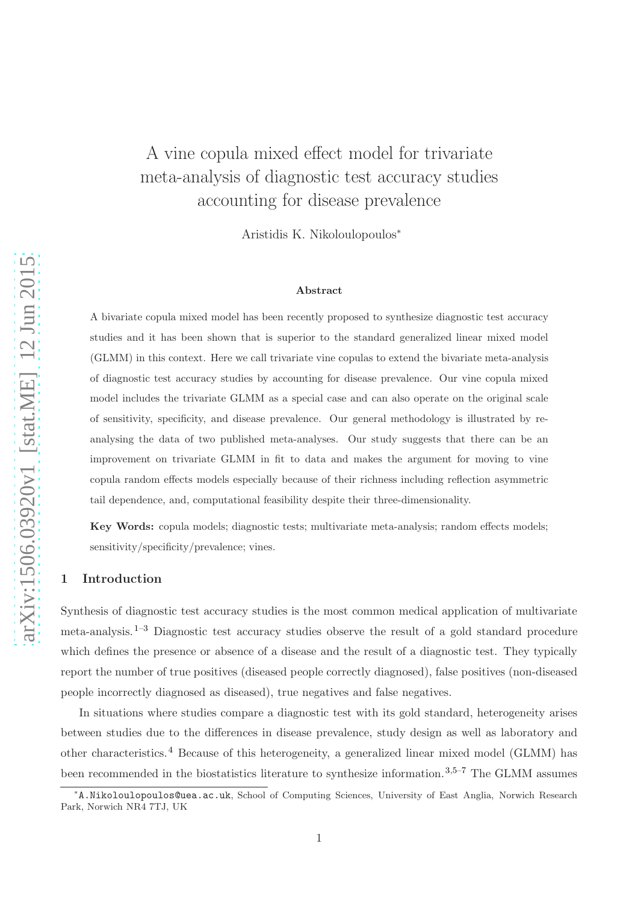# A vine copula mixed effect model for trivariate meta-analysis of diagnostic test accuracy studies accounting for disease prevalence

Aristidis K. Nikoloulopoulos*

### Abstract

A bivariate copula mixed model has been recently proposed to synthesize diagnostic test accuracy studies and it has been shown that is superior to the standard generalized linear mixed model (GLMM) in this context. Here we call trivariate vine copulas to extend the bivariate meta-analysis of diagnostic test accuracy studies by accounting for disease prevalence. Our vine copula mixed model includes the trivariate GLMM as a special case and can also operate on the original scale of sensitivity, specificity, and disease prevalence. Our general methodology is illustrated by re-analysing the data of two published meta-analyses. Our study suggests that there can be an improvement on trivariate GLMM in fit to data and makes the argument for moving to vine copula random effects models especially because of their richness including reflection asymmetric tail dependence, and, computational feasibility despite their three-dimensionality.

**Key Words:** copula models; diagnostic tests; multivariate meta-analysis; random effects models; sensitivity/specificity/prevalence; vines.

## 1 Introduction

Synthesis of diagnostic test accuracy studies is the most common medical application of multivariate meta-analysis.[1–3] Diagnostic test accuracy studies observe the result of a gold standard procedure which defines the presence or absence of a disease and the result of a diagnostic test. They typically report the number of true positives (diseased people correctly diagnosed), false positives (non-diseased people incorrectly diagnosed as diseased), true negatives and false negatives.

In situations where studies compare a diagnostic test with its gold standard, heterogeneity arises between studies due to the differences in disease prevalence, study design as well as laboratory and other characteristics.[4] Because of this heterogeneity, a generalized linear mixed model (GLMM) has been recommended in the biostatistics literature to synthesize information.[3,5–7] The GLMM assumes

*A.Nikoloulopoulos@uea.ac.uk, School of Computing Sciences, University of East Anglia, Norwich Research Park, Norwich NR4 7TJ, UK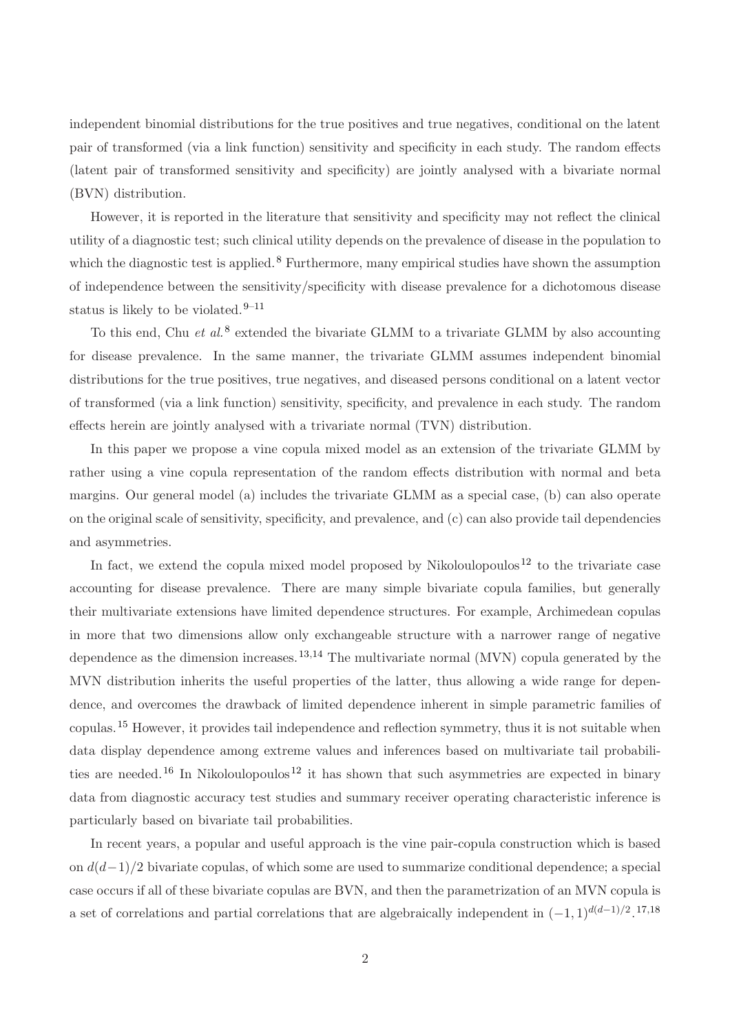independent binomial distributions for the true positives and true negatives, conditional on the latent pair of transformed (via a link function) sensitivity and specificity in each study. The random effects (latent pair of transformed sensitivity and specificity) are jointly analysed with a bivariate normal (BVN) distribution.

However, it is reported in the literature that sensitivity and specificity may not reflect the clinical utility of a diagnostic test; such clinical utility depends on the prevalence of disease in the population to which the diagnostic test is applied.[8] Furthermore, many empirical studies have shown the assumption of independence between the sensitivity/specificity with disease prevalence for a dichotomous disease status is likely to be violated.[9–11]

To this end, Chu *et al.*[8] extended the bivariate GLMM to a trivariate GLMM by also accounting for disease prevalence. In the same manner, the trivariate GLMM assumes independent binomial distributions for the true positives, true negatives, and diseased persons conditional on a latent vector of transformed (via a link function) sensitivity, specificity, and prevalence in each study. The random effects herein are jointly analysed with a trivariate normal (TVN) distribution.

In this paper we propose a vine copula mixed model as an extension of the trivariate GLMM by rather using a vine copula representation of the random effects distribution with normal and beta margins. Our general model (a) includes the trivariate GLMM as a special case, (b) can also operate on the original scale of sensitivity, specificity, and prevalence, and (c) can also provide tail dependencies and asymmetries.

In fact, we extend the copula mixed model proposed by Nikoloulopoulos[12] to the trivariate case accounting for disease prevalence. There are many simple bivariate copula families, but generally their multivariate extensions have limited dependence structures. For example, Archimedean copulas in more that two dimensions allow only exchangeable structure with a narrower range of negative dependence as the dimension increases.[13,14] The multivariate normal (MVN) copula generated by the MVN distribution inherits the useful properties of the latter, thus allowing a wide range for dependence, and overcomes the drawback of limited dependence inherent in simple parametric families of copulas.[15] However, it provides tail independence and reflection symmetry, thus it is not suitable when data display dependence among extreme values and inferences based on multivariate tail probabilities are needed.[16] In Nikoloulopoulos[12] it has shown that such asymmetries are expected in binary data from diagnostic accuracy test studies and summary receiver operating characteristic inference is particularly based on bivariate tail probabilities.

In recent years, a popular and useful approach is the vine pair-copula construction which is based on $d(d-1)/2$ bivariate copulas, of which some are used to summarize conditional dependence; a special case occurs if all of these bivariate copulas are BVN, and then the parametrization of an MVN copula is a set of correlations and partial correlations that are algebraically independent in $(-1,1)^{d(d-1)/2}$.[17,18]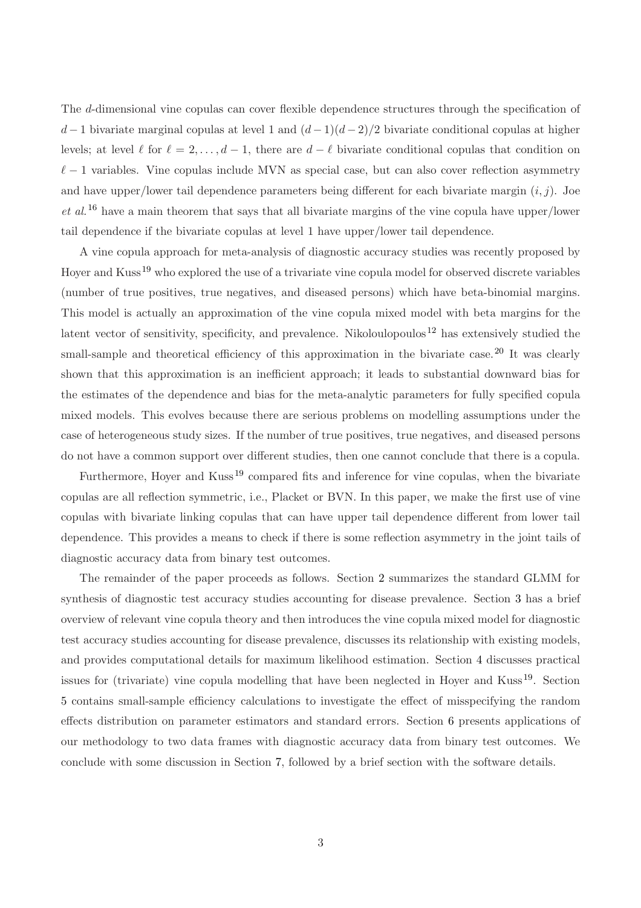The $d$-dimensional vine copulas can cover flexible dependence structures through the specification of $d-1$ bivariate marginal copulas at level 1 and $(d-1)(d-2)/2$ bivariate conditional copulas at higher levels; at level $\ell$ for $\ell = 2, \ldots, d-1$, there are $d-\ell$ bivariate conditional copulas that condition on $\ell - 1$ variables. Vine copulas include MVN as special case, but can also cover reflection asymmetry and have upper/lower tail dependence parameters being different for each bivariate margin $(i, j)$. Joe *et al.*[16] have a main theorem that says that all bivariate margins of the vine copula have upper/lower tail dependence if the bivariate copulas at level 1 have upper/lower tail dependence.

A vine copula approach for meta-analysis of diagnostic accuracy studies was recently proposed by Hoyer and Kuss[19] who explored the use of a trivariate vine copula model for observed discrete variables (number of true positives, true negatives, and diseased persons) which have beta-binomial margins. This model is actually an approximation of the vine copula mixed model with beta margins for the latent vector of sensitivity, specificity, and prevalence. Nikoloulopoulos[12] has extensively studied the small-sample and theoretical efficiency of this approximation in the bivariate case.[20] It was clearly shown that this approximation is an inefficient approach; it leads to substantial downward bias for the estimates of the dependence and bias for the meta-analytic parameters for fully specified copula mixed models. This evolves because there are serious problems on modelling assumptions under the case of heterogeneous study sizes. If the number of true positives, true negatives, and diseased persons do not have a common support over different studies, then one cannot conclude that there is a copula.

Furthermore, Hoyer and Kuss[19] compared fits and inference for vine copulas, when the bivariate copulas are all reflection symmetric, i.e., Placket or BVN. In this paper, we make the first use of vine copulas with bivariate linking copulas that can have upper tail dependence different from lower tail dependence. This provides a means to check if there is some reflection asymmetry in the joint tails of diagnostic accuracy data from binary test outcomes.

The remainder of the paper proceeds as follows. Section 2 summarizes the standard GLMM for synthesis of diagnostic test accuracy studies accounting for disease prevalence. Section 3 has a brief overview of relevant vine copula theory and then introduces the vine copula mixed model for diagnostic test accuracy studies accounting for disease prevalence, discusses its relationship with existing models, and provides computational details for maximum likelihood estimation. Section 4 discusses practical issues for (trivariate) vine copula modelling that have been neglected in Hoyer and Kuss[19]. Section 5 contains small-sample efficiency calculations to investigate the effect of misspecifying the random effects distribution on parameter estimators and standard errors. Section 6 presents applications of our methodology to two data frames with diagnostic accuracy data from binary test outcomes. We conclude with some discussion in Section 7, followed by a brief section with the software details.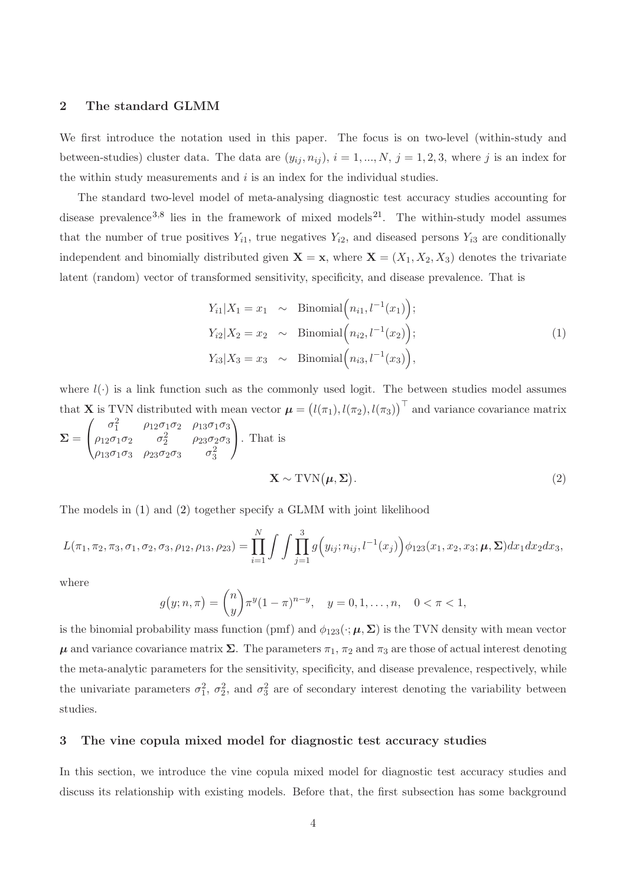## 2 The standard GLMM

We first introduce the notation used in this paper. The focus is on two-level (within-study and between-studies) cluster data. The data are $(y_{ij}, n_{ij})$, $i = 1, ..., N$, $j = 1, 2, 3$, where $j$ is an index for the within study measurements and $i$ is an index for the individual studies.

The standard two-level model of meta-analysing diagnostic test accuracy studies accounting for disease prevalence[3,8] lies in the framework of mixed models[21]. The within-study model assumes that the number of true positives $Y_{i1}$, true negatives $Y_{i2}$, and diseased persons $Y_{i3}$ are conditionally independent and binomially distributed given $\mathbf{X} = \mathbf{x}$, where $\mathbf{X} = (X_1, X_2, X_3)$ denotes the trivariate latent (random) vector of transformed sensitivity, specificity, and disease prevalence. That is

$$
\begin{aligned}
Y_{i1}|X_1 = x_1 &\sim \text{Binomial}\Big(n_{i1}, l^{-1}(x_1)\Big); \\
Y_{i2}|X_2 = x_2 &\sim \text{Binomial}\Big(n_{i2}, l^{-1}(x_2)\Big); \\
Y_{i3}|X_3 = x_3 &\sim \text{Binomial}\Big(n_{i3}, l^{-1}(x_3)\Big),
\end{aligned}
\tag{1}
$$

where $l(\cdot)$ is a link function such as the commonly used logit. The between studies model assumes that $\mathbf{X}$ is TVN distributed with mean vector $\boldsymbol{\mu} = \big(l(\pi_1), l(\pi_2), l(\pi_3)\big)^\top$ and variance covariance matrix $\boldsymbol{\Sigma} = \begin{pmatrix} \sigma_1^2 & \rho_{12}\sigma_1\sigma_2 & \rho_{13}\sigma_1\sigma_3 \\ \rho_{12}\sigma_1\sigma_2 & \sigma_2^2 & \rho_{23}\sigma_2\sigma_3 \\ \rho_{13}\sigma_1\sigma_3 & \rho_{23}\sigma_2\sigma_3 & \sigma_3^2 \end{pmatrix}$. That is

$$
\mathbf{X} \sim \text{TVN}\big(\boldsymbol{\mu}, \boldsymbol{\Sigma}\big). \tag{2}
$$

The models in (1) and (2) together specify a GLMM with joint likelihood

$$
L(\pi_1, \pi_2, \pi_3, \sigma_1, \sigma_2, \sigma_3, \rho_{12}, \rho_{13}, \rho_{23}) = \prod_{i=1}^{N} \int \int \prod_{j=1}^{3} g\Big(y_{ij}; n_{ij}, l^{-1}(x_j)\Big) \phi_{123}(x_1, x_2, x_3; \boldsymbol{\mu}, \boldsymbol{\Sigma}) dx_1 dx_2 dx_3,
$$

where

$$
g\big(y; n, \pi\big) = \binom{n}{y} \pi^y (1 - \pi)^{n-y}, \quad y = 0, 1, \ldots, n, \quad 0 < \pi < 1,
$$

is the binomial probability mass function (pmf) and $\phi_{123}(\cdot; \boldsymbol{\mu}, \boldsymbol{\Sigma})$ is the TVN density with mean vector $\boldsymbol{\mu}$ and variance covariance matrix $\boldsymbol{\Sigma}$. The parameters $\pi_1$, $\pi_2$ and $\pi_3$ are those of actual interest denoting the meta-analytic parameters for the sensitivity, specificity, and disease prevalence, respectively, while the univariate parameters $\sigma_1^2$, $\sigma_2^2$, and $\sigma_3^2$ are of secondary interest denoting the variability between studies.

## 3 The vine copula mixed model for diagnostic test accuracy studies

In this section, we introduce the vine copula mixed model for diagnostic test accuracy studies and discuss its relationship with existing models. Before that, the first subsection has some background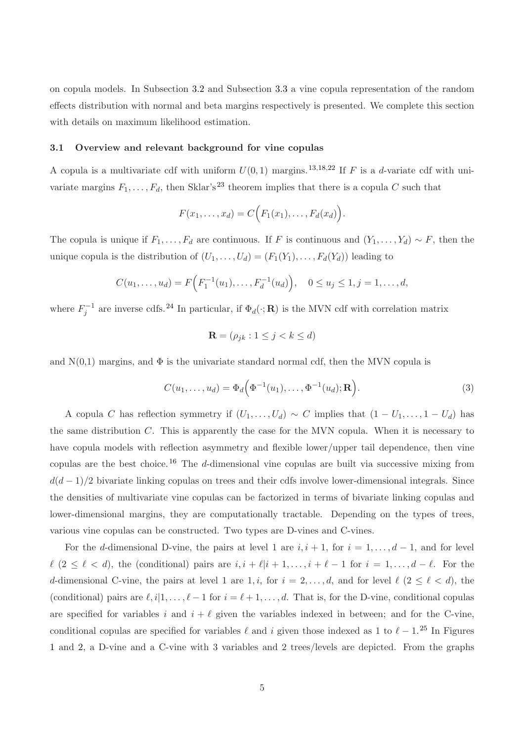on copula models. In Subsection 3.2 and Subsection 3.3 a vine copula representation of the random effects distribution with normal and beta margins respectively is presented. We complete this section with details on maximum likelihood estimation.

### 3.1 Overview and relevant background for vine copulas

A copula is a multivariate cdf with uniform $U(0,1)$ margins.[13,18,22] If $F$ is a $d$-variate cdf with univariate margins $F_1,\ldots,F_d$, then Sklar's[23] theorem implies that there is a copula $C$ such that

$$F(x_1,\ldots,x_d) = C\Big(F_1(x_1),\ldots,F_d(x_d)\Big).$$

The copula is unique if $F_1,\ldots,F_d$ are continuous. If $F$ is continuous and $(Y_1,\ldots,Y_d)\sim F$, then the unique copula is the distribution of $(U_1,\ldots,U_d) = (F_1(Y_1),\ldots,F_d(Y_d))$ leading to

$$C(u_1,\ldots,u_d) = F\Big(F_1^{-1}(u_1),\ldots,F_d^{-1}(u_d)\Big), \quad 0 \le u_j \le 1, j = 1,\ldots,d,$$

where $F_j^{-1}$ are inverse cdfs.[24] In particular, if $\Phi_d(\cdot;\mathbf{R})$ is the MVN cdf with correlation matrix

$$\mathbf{R} = (\rho_{jk} : 1 \le j < k \le d)$$

and N(0,1) margins, and $\Phi$ is the univariate standard normal cdf, then the MVN copula is

$$C(u_1,\ldots,u_d) = \Phi_d\Big(\Phi^{-1}(u_1),\ldots,\Phi^{-1}(u_d);\mathbf{R}\Big). \tag{3}$$

A copula $C$ has reflection symmetry if $(U_1,\ldots,U_d)\sim C$ implies that $(1-U_1,\ldots,1-U_d)$ has the same distribution $C$. This is apparently the case for the MVN copula. When it is necessary to have copula models with reflection asymmetry and flexible lower/upper tail dependence, then vine copulas are the best choice.[16] The $d$-dimensional vine copulas are built via successive mixing from $d(d-1)/2$ bivariate linking copulas on trees and their cdfs involve lower-dimensional integrals. Since the densities of multivariate vine copulas can be factorized in terms of bivariate linking copulas and lower-dimensional margins, they are computationally tractable. Depending on the types of trees, various vine copulas can be constructed. Two types are D-vines and C-vines.

For the $d$-dimensional D-vine, the pairs at level 1 are $i, i+1$, for $i = 1,\ldots,d-1$, and for level $\ell$ $(2 \le \ell < d)$, the (conditional) pairs are $i, i+\ell|i+1,\ldots,i+\ell-1$ for $i = 1,\ldots,d-\ell$. For the $d$-dimensional C-vine, the pairs at level 1 are $1, i$, for $i = 2,\ldots,d$, and for level $\ell$ $(2 \le \ell < d)$, the (conditional) pairs are $\ell, i|1,\ldots,\ell-1$ for $i = \ell+1,\ldots,d$. That is, for the D-vine, conditional copulas are specified for variables $i$ and $i+\ell$ given the variables indexed in between; and for the C-vine, conditional copulas are specified for variables $\ell$ and $i$ given those indexed as 1 to $\ell-1$.[25] In Figures 1 and 2, a D-vine and a C-vine with 3 variables and 2 trees/levels are depicted. From the graphs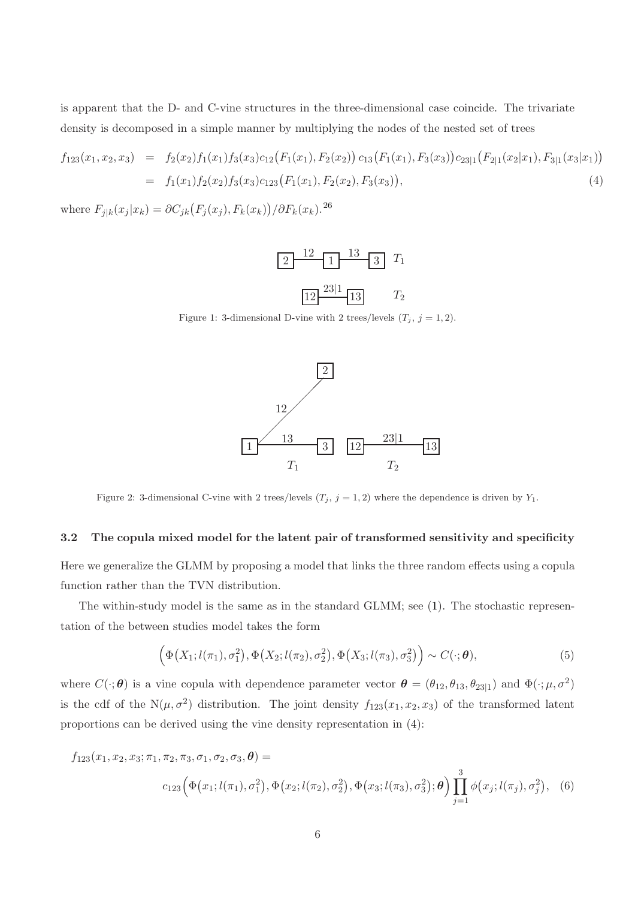is apparent that the D- and C-vine structures in the three-dimensional case coincide. The trivariate density is decomposed in a simple manner by multiplying the nodes of the nested set of trees

$$
\begin{aligned}
f_{123}(x_1,x_2,x_3) &= f_2(x_2)f_1(x_1)f_3(x_3)c_{12}\big(F_1(x_1),F_2(x_2)\big)\,c_{13}\big(F_1(x_1),F_3(x_3)\big)c_{23|1}\big(F_{2|1}(x_2|x_1),F_{3|1}(x_3|x_1)\big)\\
&= f_1(x_1)f_2(x_2)f_3(x_3)c_{123}\big(F_1(x_1),F_2(x_2),F_3(x_3)\big), \qquad (4)
\end{aligned}
$$

where $F_{j|k}(x_j|x_k) = \partial C_{jk}\big(F_j(x_j),F_k(x_k)\big)/\partial F_k(x_k)$.[26]

Figure 1: 3-dimensional D-vine with 2 trees/levels ($T_j$, $j = 1, 2$).

Figure 2: 3-dimensional C-vine with 2 trees/levels ($T_j$, $j = 1, 2$) where the dependence is driven by $Y_1$.

### 3.2 The copula mixed model for the latent pair of transformed sensitivity and specificity

Here we generalize the GLMM by proposing a model that links the three random effects using a copula function rather than the TVN distribution.

The within-study model is the same as in the standard GLMM; see (1). The stochastic representation of the between studies model takes the form

$$
\Big(\Phi\big(X_1;l(\pi_1),\sigma_1^2\big),\Phi\big(X_2;l(\pi_2),\sigma_2^2\big),\Phi\big(X_3;l(\pi_3),\sigma_3^2\big)\Big) \sim C(\cdot;\boldsymbol{\theta}), \qquad (5)
$$

where $C(\cdot;\boldsymbol{\theta})$ is a vine copula with dependence parameter vector $\boldsymbol{\theta} = (\theta_{12},\theta_{13},\theta_{23|1})$ and $\Phi(\cdot;\mu,\sigma^2)$ is the cdf of the $\mathrm{N}(\mu,\sigma^2)$ distribution. The joint density $f_{123}(x_1,x_2,x_3)$ of the transformed latent proportions can be derived using the vine density representation in (4):

$$
\begin{aligned}
&f_{123}(x_1,x_2,x_3;\pi_1,\pi_2,\pi_3,\sigma_1,\sigma_2,\sigma_3,\boldsymbol{\theta}) =\\
&\qquad c_{123}\Big(\Phi\big(x_1;l(\pi_1),\sigma_1^2\big),\Phi\big(x_2;l(\pi_2),\sigma_2^2\big),\Phi\big(x_3;l(\pi_3),\sigma_3^2\big);\boldsymbol{\theta}\Big)\prod_{j=1}^{3}\phi\big(x_j;l(\pi_j),\sigma_j^2\big), \qquad (6)
\end{aligned}
$$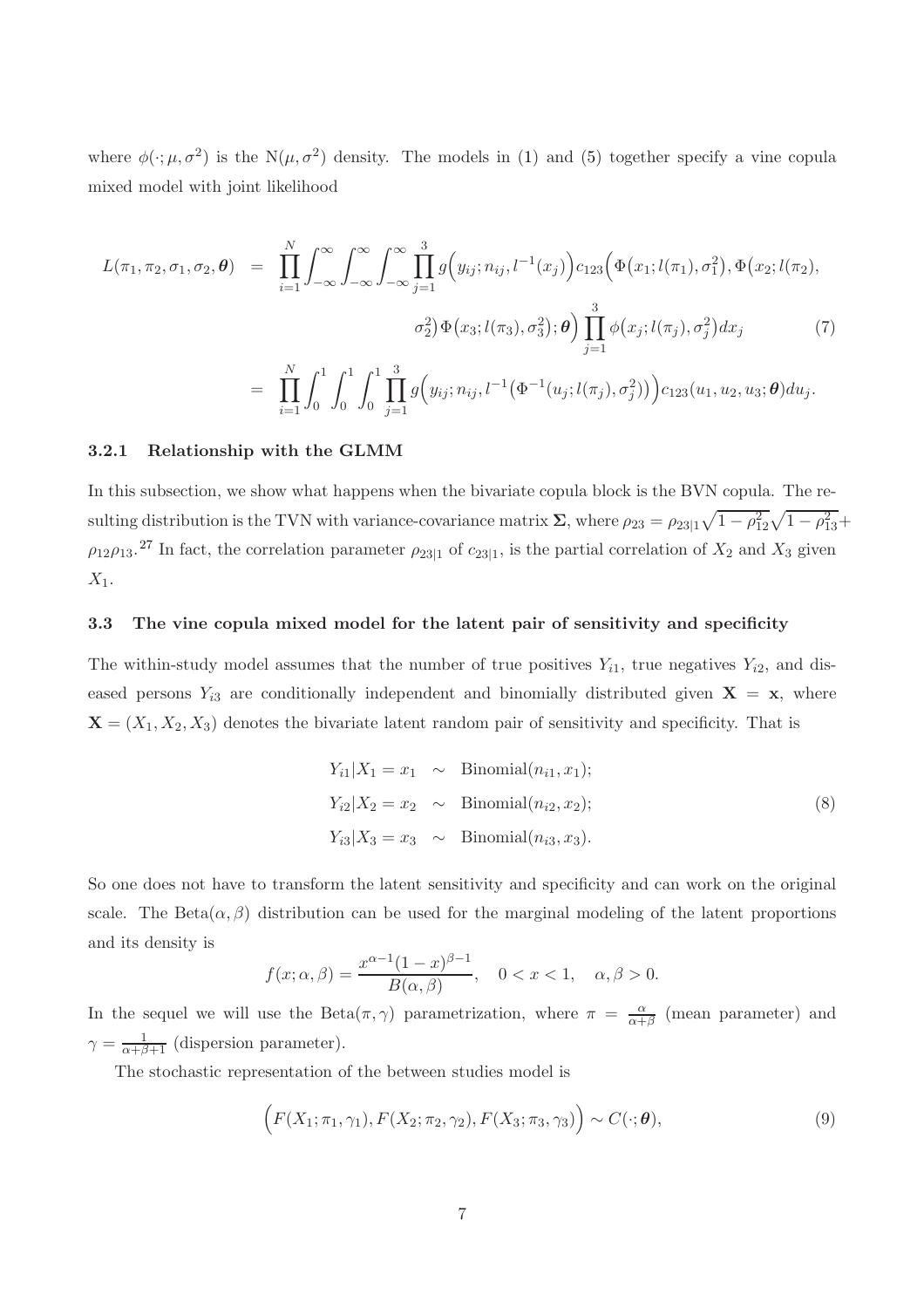where $\phi(\cdot;\mu,\sigma^2)$ is the $\mathrm{N}(\mu,\sigma^2)$ density. The models in (1) and (5) together specify a vine copula mixed model with joint likelihood

$$
\begin{aligned}
L(\pi_1,\pi_2,\sigma_1,\sigma_2,\boldsymbol{\theta}) &= \prod_{i=1}^{N}\int_{-\infty}^{\infty}\int_{-\infty}^{\infty}\int_{-\infty}^{\infty}\prod_{j=1}^{3} g\Big(y_{ij};n_{ij},l^{-1}(x_j)\Big)c_{123}\Big(\Phi\big(x_1;l(\pi_1),\sigma_1^2\big),\Phi\big(x_2;l(\pi_2),\\
&\qquad \sigma_2^2\big)\,\Phi\big(x_3;l(\pi_3),\sigma_3^2\big);\boldsymbol{\theta}\Big)\prod_{j=1}^{3}\phi\big(x_j;l(\pi_j),\sigma_j^2\big)dx_j \qquad (7)\\
&= \prod_{i=1}^{N}\int_{0}^{1}\int_{0}^{1}\int_{0}^{1}\prod_{j=1}^{3} g\Big(y_{ij};n_{ij},l^{-1}\big(\Phi^{-1}(u_j;l(\pi_j),\sigma_j^2)\big)\Big)c_{123}(u_1,u_2,u_3;\boldsymbol{\theta})du_j.
\end{aligned}
$$

#### 3.2.1 Relationship with the GLMM

In this subsection, we show what happens when the bivariate copula block is the BVN copula. The resulting distribution is the TVN with variance-covariance matrix $\boldsymbol{\Sigma}$, where $\rho_{23} = \rho_{23|1}\sqrt{1-\rho_{12}^2}\sqrt{1-\rho_{13}^2}+\rho_{12}\rho_{13}$.[27] In fact, the correlation parameter $\rho_{23|1}$ of $c_{23|1}$, is the partial correlation of $X_2$ and $X_3$ given $X_1$.

### 3.3 The vine copula mixed model for the latent pair of sensitivity and specificity

The within-study model assumes that the number of true positives $Y_{i1}$, true negatives $Y_{i2}$, and diseased persons $Y_{i3}$ are conditionally independent and binomially distributed given $\mathbf{X}=\mathbf{x}$, where $\mathbf{X}=(X_1,X_2,X_3)$ denotes the bivariate latent random pair of sensitivity and specificity. That is

$$
\begin{aligned}
Y_{i1}|X_1=x_1 &\sim \text{Binomial}(n_{i1},x_1);\\
Y_{i2}|X_2=x_2 &\sim \text{Binomial}(n_{i2},x_2); \qquad (8)\\
Y_{i3}|X_3=x_3 &\sim \text{Binomial}(n_{i3},x_3).
\end{aligned}
$$

So one does not have to transform the latent sensitivity and specificity and can work on the original scale. The $\text{Beta}(\alpha,\beta)$ distribution can be used for the marginal modeling of the latent proportions and its density is

$$
f(x;\alpha,\beta)=\frac{x^{\alpha-1}(1-x)^{\beta-1}}{B(\alpha,\beta)},\quad 0<x<1,\quad \alpha,\beta>0.
$$

In the sequel we will use the $\text{Beta}(\pi,\gamma)$ parametrization, where $\pi=\frac{\alpha}{\alpha+\beta}$ (mean parameter) and $\gamma=\frac{1}{\alpha+\beta+1}$ (dispersion parameter).

The stochastic representation of the between studies model is

$$
\Big(F(X_1;\pi_1,\gamma_1),F(X_2;\pi_2,\gamma_2),F(X_3;\pi_3,\gamma_3)\Big)\sim C(\cdot;\boldsymbol{\theta}), \qquad (9)
$$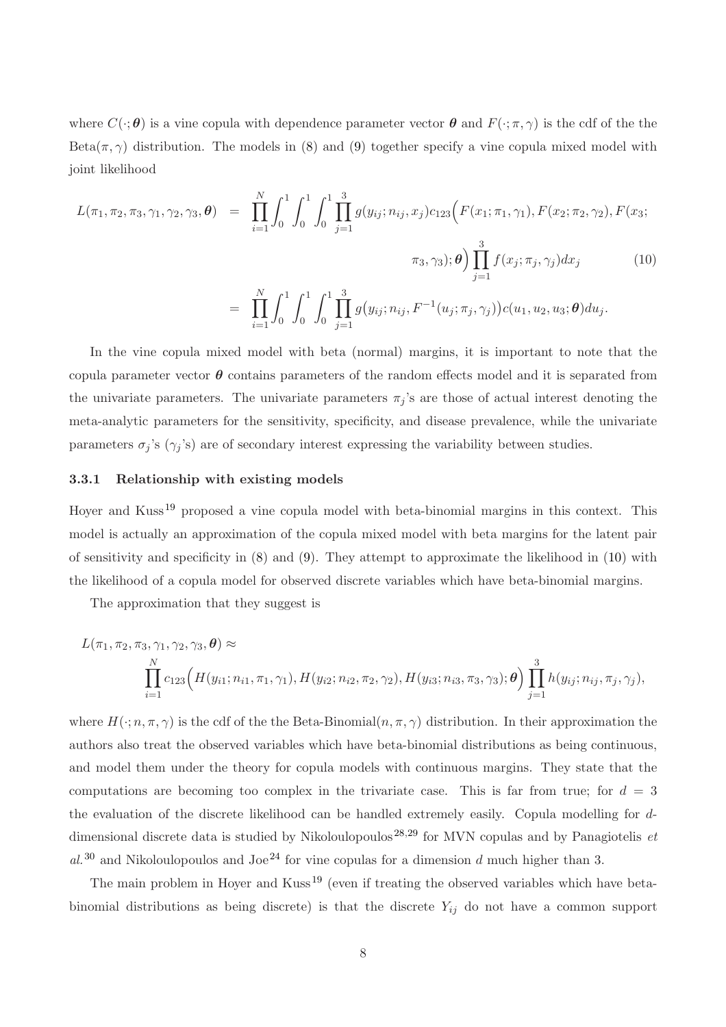where $C(\cdot;\boldsymbol{\theta})$ is a vine copula with dependence parameter vector $\boldsymbol{\theta}$ and $F(\cdot;\pi,\gamma)$ is the cdf of the the Beta$(\pi,\gamma)$ distribution. The models in (8) and (9) together specify a vine copula mixed model with joint likelihood

$$
\begin{aligned}
L(\pi_1,\pi_2,\pi_3,\gamma_1,\gamma_2,\gamma_3,\boldsymbol{\theta}) &= \prod_{i=1}^{N}\int_0^1\int_0^1\int_0^1 \prod_{j=1}^{3} g(y_{ij};n_{ij},x_j)c_{123}\Big(F(x_1;\pi_1,\gamma_1),F(x_2;\pi_2,\gamma_2),F(x_3;\\
&\qquad \pi_3,\gamma_3);\boldsymbol{\theta}\Big)\prod_{j=1}^{3} f(x_j;\pi_j,\gamma_j)dx_j \qquad (10)\\
&= \prod_{i=1}^{N}\int_0^1\int_0^1\int_0^1 \prod_{j=1}^{3} g\big(y_{ij};n_{ij},F^{-1}(u_j;\pi_j,\gamma_j)\big)c(u_1,u_2,u_3;\boldsymbol{\theta})du_j.
\end{aligned}
$$

In the vine copula mixed model with beta (normal) margins, it is important to note that the copula parameter vector $\boldsymbol{\theta}$ contains parameters of the random effects model and it is separated from the univariate parameters. The univariate parameters $\pi_j$'s are those of actual interest denoting the meta-analytic parameters for the sensitivity, specificity, and disease prevalence, while the univariate parameters $\sigma_j$'s ($\gamma_j$'s) are of secondary interest expressing the variability between studies.

### 3.3.1 Relationship with existing models

Hoyer and Kuss[19] proposed a vine copula model with beta-binomial margins in this context. This model is actually an approximation of the copula mixed model with beta margins for the latent pair of sensitivity and specificity in (8) and (9). They attempt to approximate the likelihood in (10) with the likelihood of a copula model for observed discrete variables which have beta-binomial margins.

The approximation that they suggest is

$$
L(\pi_1,\pi_2,\pi_3,\gamma_1,\gamma_2,\gamma_3,\boldsymbol{\theta}) \approx \prod_{i=1}^{N} c_{123}\Big(H(y_{i1};n_{i1},\pi_1,\gamma_1),H(y_{i2};n_{i2},\pi_2,\gamma_2),H(y_{i3};n_{i3},\pi_3,\gamma_3);\boldsymbol{\theta}\Big)\prod_{j=1}^{3} h(y_{ij};n_{ij},\pi_j,\gamma_j),
$$

where $H(\cdot;n,\pi,\gamma)$ is the cdf of the the Beta-Binomial$(n,\pi,\gamma)$ distribution. In their approximation the authors also treat the observed variables which have beta-binomial distributions as being continuous, and model them under the theory for copula models with continuous margins. They state that the computations are becoming too complex in the trivariate case. This is far from true; for $d=3$ the evaluation of the discrete likelihood can be handled extremely easily. Copula modelling for $d$-dimensional discrete data is studied by Nikoloulopoulos[28,29] for MVN copulas and by Panagiotelis *et al.*[30] and Nikoloulopoulos and Joe[24] for vine copulas for a dimension $d$ much higher than 3.

The main problem in Hoyer and Kuss[19] (even if treating the observed variables which have beta-binomial distributions as being discrete) is that the discrete $Y_{ij}$ do not have a common support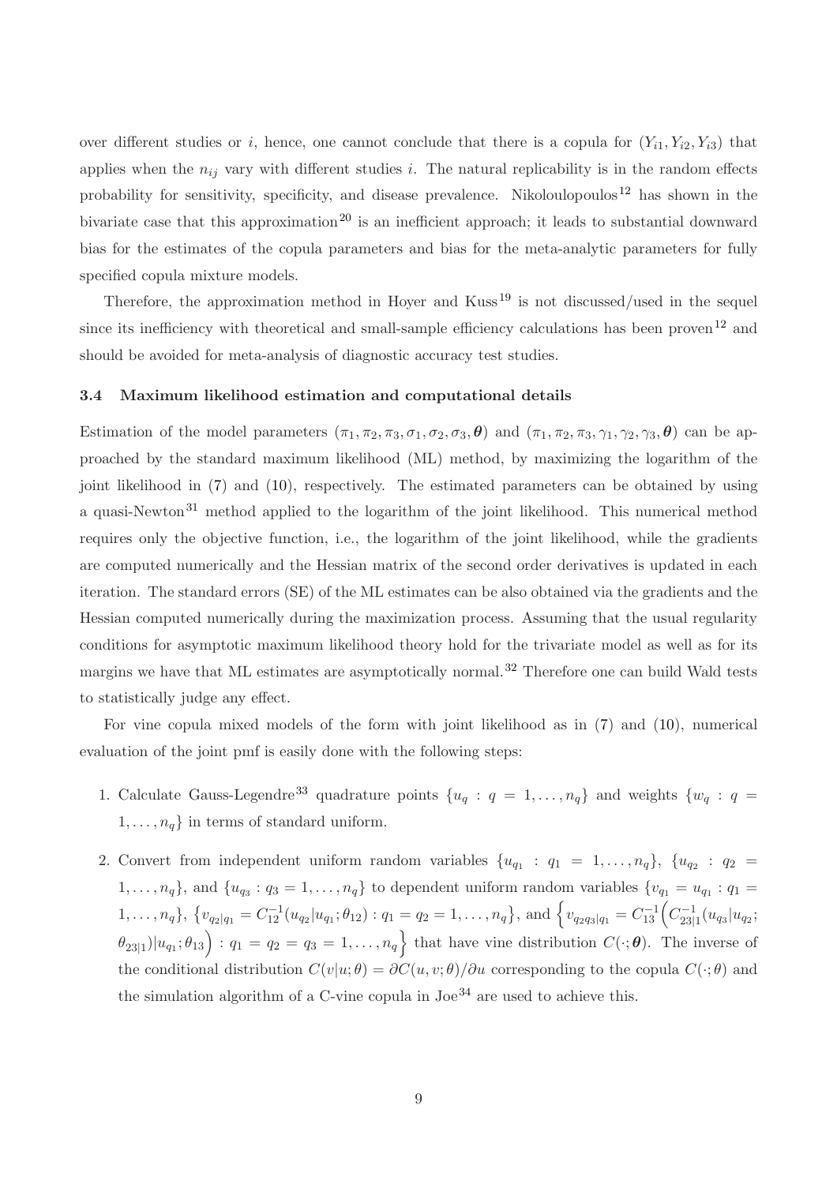over different studies or $i$, hence, one cannot conclude that there is a copula for $(Y_{i1}, Y_{i2}, Y_{i3})$ that applies when the $n_{ij}$ vary with different studies $i$. The natural replicability is in the random effects probability for sensitivity, specificity, and disease prevalence. Nikoloulopoulos[12] has shown in the bivariate case that this approximation[20] is an inefficient approach; it leads to substantial downward bias for the estimates of the copula parameters and bias for the meta-analytic parameters for fully specified copula mixture models.

Therefore, the approximation method in Hoyer and Kuss[19] is not discussed/used in the sequel since its inefficiency with theoretical and small-sample efficiency calculations has been proven[12] and should be avoided for meta-analysis of diagnostic accuracy test studies.

### 3.4 Maximum likelihood estimation and computational details

Estimation of the model parameters $(\pi_1, \pi_2, \pi_3, \sigma_1, \sigma_2, \sigma_3, \boldsymbol{\theta})$ and $(\pi_1, \pi_2, \pi_3, \gamma_1, \gamma_2, \gamma_3, \boldsymbol{\theta})$ can be approached by the standard maximum likelihood (ML) method, by maximizing the logarithm of the joint likelihood in (7) and (10), respectively. The estimated parameters can be obtained by using a quasi-Newton[31] method applied to the logarithm of the joint likelihood. This numerical method requires only the objective function, i.e., the logarithm of the joint likelihood, while the gradients are computed numerically and the Hessian matrix of the second order derivatives is updated in each iteration. The standard errors (SE) of the ML estimates can be also obtained via the gradients and the Hessian computed numerically during the maximization process. Assuming that the usual regularity conditions for asymptotic maximum likelihood theory hold for the trivariate model as well as for its margins we have that ML estimates are asymptotically normal.[32] Therefore one can build Wald tests to statistically judge any effect.

For vine copula mixed models of the form with joint likelihood as in (7) and (10), numerical evaluation of the joint pmf is easily done with the following steps:

1. Calculate Gauss-Legendre[33] quadrature points $\{u_q : q = 1, \ldots, n_q\}$ and weights $\{w_q : q = 1, \ldots, n_q\}$ in terms of standard uniform.
2. Convert from independent uniform random variables $\{u_{q_1} : q_1 = 1, \ldots, n_q\}$, $\{u_{q_2} : q_2 = 1, \ldots, n_q\}$, and $\{u_{q_3} : q_3 = 1, \ldots, n_q\}$ to dependent uniform random variables $\{v_{q_1} = u_{q_1} : q_1 = 1, \ldots, n_q\}$, $\{v_{q_2|q_1} = C_{12}^{-1}(u_{q_2}|u_{q_1}; \theta_{12}) : q_1 = q_2 = 1, \ldots, n_q\}$, and $\Big\{v_{q_2 q_3|q_1} = C_{13}^{-1}\Big(C_{23|1}^{-1}(u_{q_3}|u_{q_2}; \theta_{23|1})|u_{q_1}; \theta_{13}\Big) : q_1 = q_2 = q_3 = 1, \ldots, n_q\Big\}$ that have vine distribution $C(\cdot; \boldsymbol{\theta})$. The inverse of the conditional distribution $C(v|u; \theta) = \partial C(u, v; \theta)/\partial u$ corresponding to the copula $C(\cdot; \theta)$ and the simulation algorithm of a C-vine copula in Joe[34] are used to achieve this.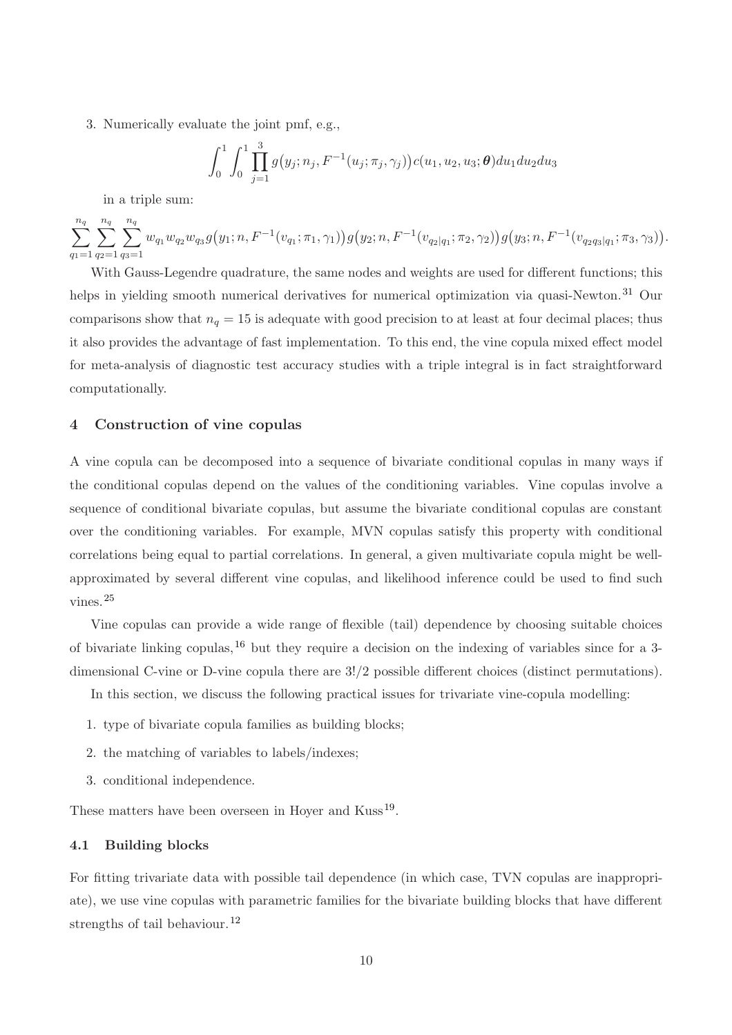3. Numerically evaluate the joint pmf, e.g.,

$$\int_0^1 \int_0^1 \prod_{j=1}^{3} g\big(y_j; n_j, F^{-1}(u_j; \pi_j, \gamma_j)\big) c(u_1, u_2, u_3; \boldsymbol{\theta}) du_1 du_2 du_3$$

in a triple sum:

$$\sum_{q_1=1}^{n_q} \sum_{q_2=1}^{n_q} \sum_{q_3=1}^{n_q} w_{q_1} w_{q_2} w_{q_3} g\big(y_1; n, F^{-1}(v_{q_1}; \pi_1, \gamma_1)\big) g\big(y_2; n, F^{-1}(v_{q_2|q_1}; \pi_2, \gamma_2)\big) g\big(y_3; n, F^{-1}(v_{q_2 q_3|q_1}; \pi_3, \gamma_3)\big).$$

With Gauss-Legendre quadrature, the same nodes and weights are used for different functions; this helps in yielding smooth numerical derivatives for numerical optimization via quasi-Newton.[31] Our comparisons show that $n_q = 15$ is adequate with good precision to at least at four decimal places; thus it also provides the advantage of fast implementation. To this end, the vine copula mixed effect model for meta-analysis of diagnostic test accuracy studies with a triple integral is in fact straightforward computationally.

## 4 Construction of vine copulas

A vine copula can be decomposed into a sequence of bivariate conditional copulas in many ways if the conditional copulas depend on the values of the conditioning variables. Vine copulas involve a sequence of conditional bivariate copulas, but assume the bivariate conditional copulas are constant over the conditioning variables. For example, MVN copulas satisfy this property with conditional correlations being equal to partial correlations. In general, a given multivariate copula might be well-approximated by several different vine copulas, and likelihood inference could be used to find such vines.[25]

Vine copulas can provide a wide range of flexible (tail) dependence by choosing suitable choices of bivariate linking copulas,[16] but they require a decision on the indexing of variables since for a 3-dimensional C-vine or D-vine copula there are $3!/2$ possible different choices (distinct permutations).

In this section, we discuss the following practical issues for trivariate vine-copula modelling:

1. type of bivariate copula families as building blocks;
2. the matching of variables to labels/indexes;
3. conditional independence.

These matters have been overseen in Hoyer and Kuss[19].

### 4.1 Building blocks

For fitting trivariate data with possible tail dependence (in which case, TVN copulas are inappropriate), we use vine copulas with parametric families for the bivariate building blocks that have different strengths of tail behaviour.[12]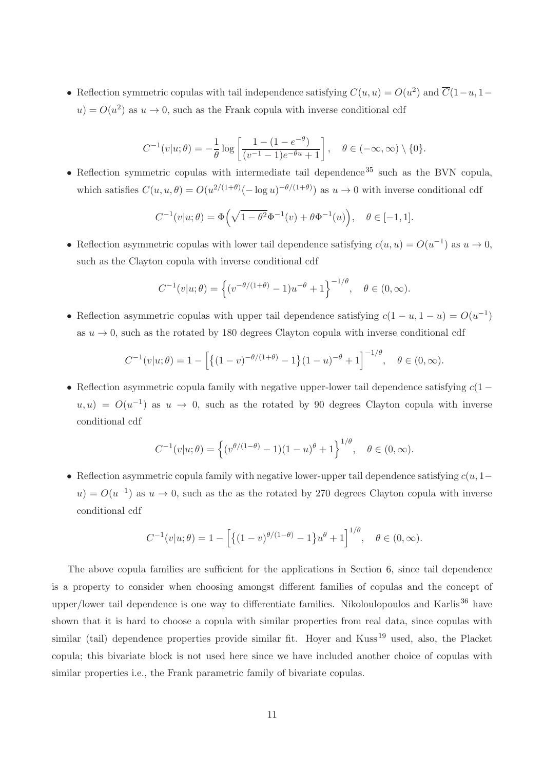- Reflection symmetric copulas with tail independence satisfying $C(u,u) = O(u^2)$ and $\overline{C}(1-u, 1-u) = O(u^2)$ as $u \to 0$, such as the Frank copula with inverse conditional cdf

$$C^{-1}(v|u;\theta) = -\frac{1}{\theta}\log\left[\frac{1-(1-e^{-\theta})}{(v^{-1}-1)e^{-\theta u}+1}\right], \quad \theta \in (-\infty,\infty)\setminus\{0\}.$$

- Reflection symmetric copulas with intermediate tail dependence[35] such as the BVN copula, which satisfies $C(u,u,\theta) = O(u^{2/(1+\theta)}(-\log u)^{-\theta/(1+\theta)})$ as $u \to 0$ with inverse conditional cdf

$$C^{-1}(v|u;\theta) = \Phi\Big(\sqrt{1-\theta^2}\Phi^{-1}(v) + \theta\Phi^{-1}(u)\Big), \quad \theta \in [-1,1].$$

- Reflection asymmetric copulas with lower tail dependence satisfying $c(u,u) = O(u^{-1})$ as $u \to 0$, such as the Clayton copula with inverse conditional cdf

$$C^{-1}(v|u;\theta) = \Big\{(v^{-\theta/(1+\theta)}-1)u^{-\theta}+1\Big\}^{-1/\theta}, \quad \theta \in (0,\infty).$$

- Reflection asymmetric copulas with upper tail dependence satisfying $c(1-u, 1-u) = O(u^{-1})$ as $u \to 0$, such as the rotated by 180 degrees Clayton copula with inverse conditional cdf

$$C^{-1}(v|u;\theta) = 1 - \Big[\big\{(1-v)^{-\theta/(1+\theta)}-1\big\}(1-u)^{-\theta}+1\Big]^{-1/\theta}, \quad \theta \in (0,\infty).$$

- Reflection asymmetric copula family with negative upper-lower tail dependence satisfying $c(1-u, u) = O(u^{-1})$ as $u \to 0$, such as the rotated by 90 degrees Clayton copula with inverse conditional cdf

$$C^{-1}(v|u;\theta) = \Big\{(v^{\theta/(1-\theta)}-1)(1-u)^{\theta}+1\Big\}^{1/\theta}, \quad \theta \in (0,\infty).$$

- Reflection asymmetric copula family with negative lower-upper tail dependence satisfying $c(u, 1-u) = O(u^{-1})$ as $u \to 0$, such as the as the rotated by 270 degrees Clayton copula with inverse conditional cdf

$$C^{-1}(v|u;\theta) = 1 - \Big[\big\{(1-v)^{\theta/(1-\theta)}-1\big\}u^{\theta}+1\Big]^{1/\theta}, \quad \theta \in (0,\infty).$$

The above copula families are sufficient for the applications in Section 6, since tail dependence is a property to consider when choosing amongst different families of copulas and the concept of upper/lower tail dependence is one way to differentiate families. Nikoloulopoulos and Karlis[36] have shown that it is hard to choose a copula with similar properties from real data, since copulas with similar (tail) dependence properties provide similar fit. Hoyer and Kuss[19] used, also, the Placket copula; this bivariate block is not used here since we have included another choice of copulas with similar properties i.e., the Frank parametric family of bivariate copulas.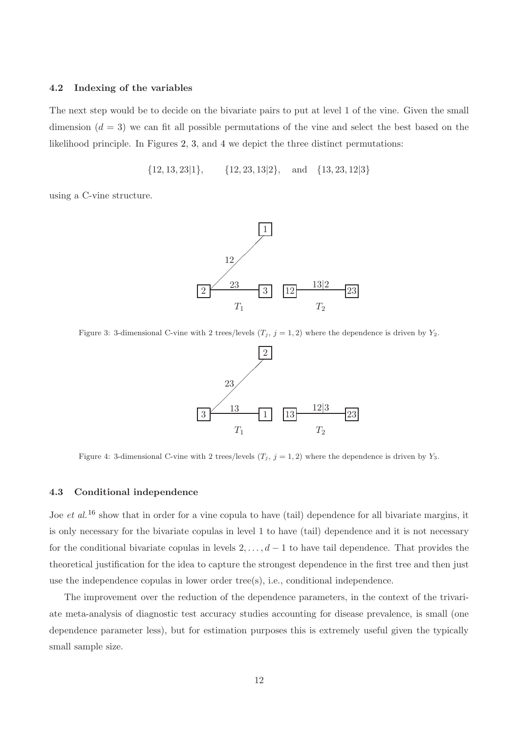### 4.2 Indexing of the variables

The next step would be to decide on the bivariate pairs to put at level 1 of the vine. Given the small dimension ($d = 3$) we can fit all possible permutations of the vine and select the best based on the likelihood principle. In Figures 2, 3, and 4 we depict the three distinct permutations:

$$\{12, 13, 23|1\}, \qquad \{12, 23, 13|2\}, \quad \text{and} \quad \{13, 23, 12|3\}$$

using a C-vine structure.

Figure 3: 3-dimensional C-vine with 2 trees/levels ($T_j$, $j = 1, 2$) where the dependence is driven by $Y_2$.

Figure 4: 3-dimensional C-vine with 2 trees/levels ($T_j$, $j = 1, 2$) where the dependence is driven by $Y_3$.

### 4.3 Conditional independence

Joe *et al.*[16] show that in order for a vine copula to have (tail) dependence for all bivariate margins, it is only necessary for the bivariate copulas in level 1 to have (tail) dependence and it is not necessary for the conditional bivariate copulas in levels $2, \ldots, d-1$ to have tail dependence. That provides the theoretical justification for the idea to capture the strongest dependence in the first tree and then just use the independence copulas in lower order tree(s), i.e., conditional independence.

The improvement over the reduction of the dependence parameters, in the context of the trivariate meta-analysis of diagnostic test accuracy studies accounting for disease prevalence, is small (one dependence parameter less), but for estimation purposes this is extremely useful given the typically small sample size.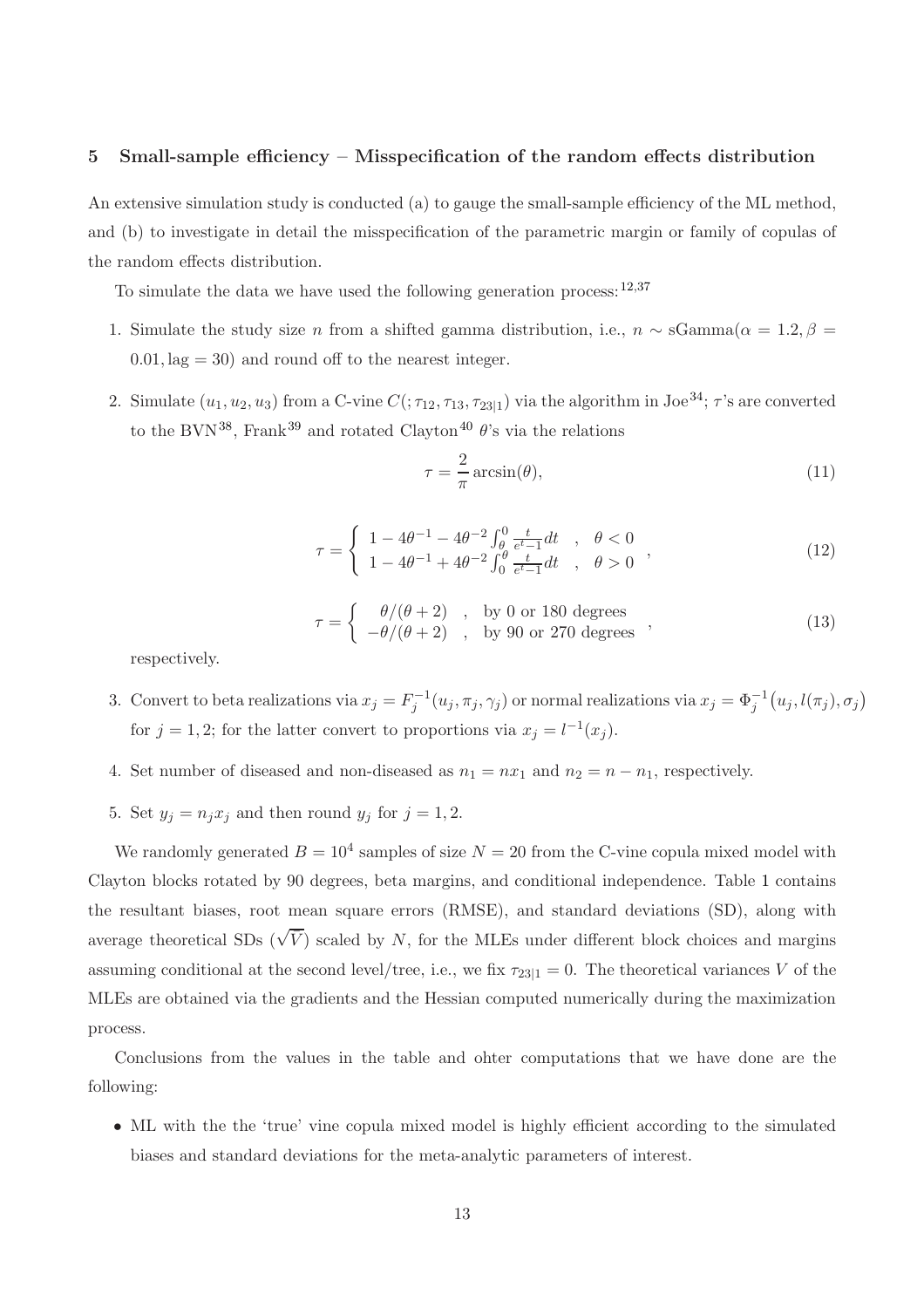## 5 Small-sample efficiency – Misspecification of the random effects distribution

An extensive simulation study is conducted (a) to gauge the small-sample efficiency of the ML method, and (b) to investigate in detail the misspecification of the parametric margin or family of copulas of the random effects distribution.

To simulate the data we have used the following generation process:[12,37]

1. Simulate the study size $n$ from a shifted gamma distribution, i.e., $n \sim \text{sGamma}(\alpha = 1.2, \beta = 0.01, \text{lag} = 30)$ and round off to the nearest integer.
2. Simulate $(u_1, u_2, u_3)$ from a C-vine $C(;\tau_{12}, \tau_{13}, \tau_{23|1})$ via the algorithm in Joe[34]; $\tau$'s are converted to the BVN[38], Frank[39] and rotated Clayton[40] $\theta$'s via the relations

$$\tau = \frac{2}{\pi}\arcsin(\theta), \tag{11}$$

$$\tau = \begin{cases} 1 - 4\theta^{-1} - 4\theta^{-2}\int_{\theta}^{0} \frac{t}{e^t - 1}dt & , \quad \theta < 0 \\ 1 - 4\theta^{-1} + 4\theta^{-2}\int_{0}^{\theta} \frac{t}{e^t - 1}dt & , \quad \theta > 0 \end{cases}, \tag{12}$$

$$\tau = \begin{cases} \theta/(\theta + 2) & , \quad \text{by 0 or 180 degrees} \\ -\theta/(\theta + 2) & , \quad \text{by 90 or 270 degrees} \end{cases}, \tag{13}$$

   respectively.
3. Convert to beta realizations via $x_j = F_j^{-1}(u_j, \pi_j, \gamma_j)$ or normal realizations via $x_j = \Phi_j^{-1}\big(u_j, l(\pi_j), \sigma_j\big)$ for $j = 1, 2$; for the latter convert to proportions via $x_j = l^{-1}(x_j)$.
4. Set number of diseased and non-diseased as $n_1 = nx_1$ and $n_2 = n - n_1$, respectively.
5. Set $y_j = n_j x_j$ and then round $y_j$ for $j = 1, 2$.

We randomly generated $B = 10^4$ samples of size $N = 20$ from the C-vine copula mixed model with Clayton blocks rotated by 90 degrees, beta margins, and conditional independence. Table 1 contains the resultant biases, root mean square errors (RMSE), and standard deviations (SD), along with average theoretical SDs ($\sqrt{V}$) scaled by $N$, for the MLEs under different block choices and margins assuming conditional at the second level/tree, i.e., we fix $\tau_{23|1} = 0$. The theoretical variances $V$ of the MLEs are obtained via the gradients and the Hessian computed numerically during the maximization process.

Conclusions from the values in the table and ohter computations that we have done are the following:

- ML with the the 'true' vine copula mixed model is highly efficient according to the simulated biases and standard deviations for the meta-analytic parameters of interest.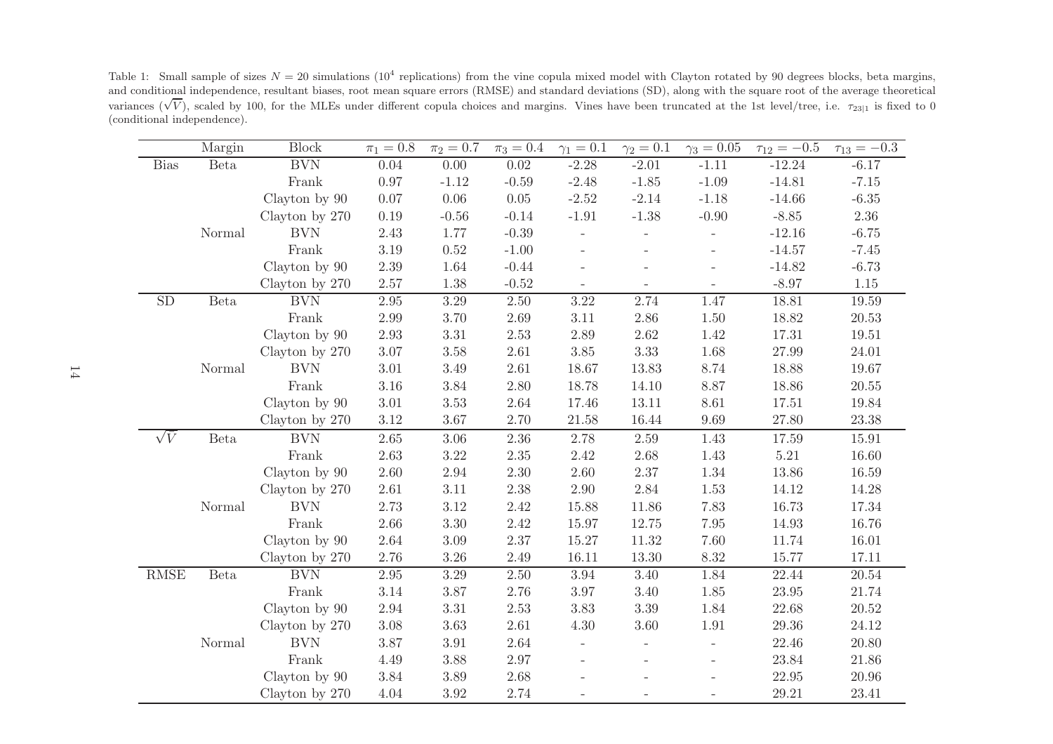Table 1: Small sample of sizes $N = 20$ simulations ($10^4$ replications) from the vine copula mixed model with Clayton rotated by 90 degrees blocks, beta margins, and conditional independence, resultant biases, root mean square errors (RMSE) and standard deviations (SD), along with the square root of the average theoretical variances ($\sqrt{V}$), scaled by 100, for the MLEs under different copula choices and margins. Vines have been truncated at the 1st level/tree, i.e. $\tau_{23|1}$ is fixed to 0 (conditional independence).

| | Margin | Block | $\pi_1 = 0.8$ | $\pi_2 = 0.7$ | $\pi_3 = 0.4$ | $\gamma_1 = 0.1$ | $\gamma_2 = 0.1$ | $\gamma_3 = 0.05$ | $\tau_{12} = -0.5$ | $\tau_{13} = -0.3$ |
|---|---|---|---|---|---|---|---|---|---|---|
| Bias | Beta | BVN | 0.04 | 0.00 | 0.02 | -2.28 | -2.01 | -1.11 | -12.24 | -6.17 |
| | | Frank | 0.97 | -1.12 | -0.59 | -2.48 | -1.85 | -1.09 | -14.81 | -7.15 |
| | | Clayton by 90 | 0.07 | 0.06 | 0.05 | -2.52 | -2.14 | -1.18 | -14.66 | -6.35 |
| | | Clayton by 270 | 0.19 | -0.56 | -0.14 | -1.91 | -1.38 | -0.90 | -8.85 | 2.36 |
| | Normal | BVN | 2.43 | 1.77 | -0.39 | - | - | - | -12.16 | -6.75 |
| | | Frank | 3.19 | 0.52 | -1.00 | - | - | - | -14.57 | -7.45 |
| | | Clayton by 90 | 2.39 | 1.64 | -0.44 | - | - | - | -14.82 | -6.73 |
| | | Clayton by 270 | 2.57 | 1.38 | -0.52 | - | - | - | -8.97 | 1.15 |
| SD | Beta | BVN | 2.95 | 3.29 | 2.50 | 3.22 | 2.74 | 1.47 | 18.81 | 19.59 |
| | | Frank | 2.99 | 3.70 | 2.69 | 3.11 | 2.86 | 1.50 | 18.82 | 20.53 |
| | | Clayton by 90 | 2.93 | 3.31 | 2.53 | 2.89 | 2.62 | 1.42 | 17.31 | 19.51 |
| | | Clayton by 270 | 3.07 | 3.58 | 2.61 | 3.85 | 3.33 | 1.68 | 27.99 | 24.01 |
| | Normal | BVN | 3.01 | 3.49 | 2.61 | 18.67 | 13.83 | 8.74 | 18.88 | 19.67 |
| | | Frank | 3.16 | 3.84 | 2.80 | 18.78 | 14.10 | 8.87 | 18.86 | 20.55 |
| | | Clayton by 90 | 3.01 | 3.53 | 2.64 | 17.46 | 13.11 | 8.61 | 17.51 | 19.84 |
| | | Clayton by 270 | 3.12 | 3.67 | 2.70 | 21.58 | 16.44 | 9.69 | 27.80 | 23.38 |
| $\sqrt{V}$ | Beta | BVN | 2.65 | 3.06 | 2.36 | 2.78 | 2.59 | 1.43 | 17.59 | 15.91 |
| | | Frank | 2.63 | 3.22 | 2.35 | 2.42 | 2.68 | 1.43 | 5.21 | 16.60 |
| | | Clayton by 90 | 2.60 | 2.94 | 2.30 | 2.60 | 2.37 | 1.34 | 13.86 | 16.59 |
| | | Clayton by 270 | 2.61 | 3.11 | 2.38 | 2.90 | 2.84 | 1.53 | 14.12 | 14.28 |
| | Normal | BVN | 2.73 | 3.12 | 2.42 | 15.88 | 11.86 | 7.83 | 16.73 | 17.34 |
| | | Frank | 2.66 | 3.30 | 2.42 | 15.97 | 12.75 | 7.95 | 14.93 | 16.76 |
| | | Clayton by 90 | 2.64 | 3.09 | 2.37 | 15.27 | 11.32 | 7.60 | 11.74 | 16.01 |
| | | Clayton by 270 | 2.76 | 3.26 | 2.49 | 16.11 | 13.30 | 8.32 | 15.77 | 17.11 |
| RMSE | Beta | BVN | 2.95 | 3.29 | 2.50 | 3.94 | 3.40 | 1.84 | 22.44 | 20.54 |
| | | Frank | 3.14 | 3.87 | 2.76 | 3.97 | 3.40 | 1.85 | 23.95 | 21.74 |
| | | Clayton by 90 | 2.94 | 3.31 | 2.53 | 3.83 | 3.39 | 1.84 | 22.68 | 20.52 |
| | | Clayton by 270 | 3.08 | 3.63 | 2.61 | 4.30 | 3.60 | 1.91 | 29.36 | 24.12 |
| | Normal | BVN | 3.87 | 3.91 | 2.64 | - | - | - | 22.46 | 20.80 |
| | | Frank | 4.49 | 3.88 | 2.97 | - | - | - | 23.84 | 21.86 |
| | | Clayton by 90 | 3.84 | 3.89 | 2.68 | - | - | - | 22.95 | 20.96 |
| | | Clayton by 270 | 4.04 | 3.92 | 2.74 | - | - | - | 29.21 | 23.41 |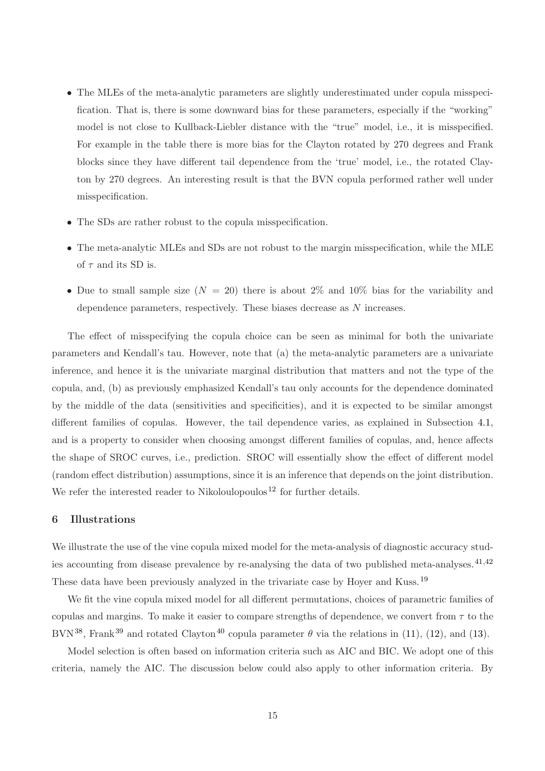- The MLEs of the meta-analytic parameters are slightly underestimated under copula misspecification. That is, there is some downward bias for these parameters, especially if the "working" model is not close to Kullback-Liebler distance with the "true" model, i.e., it is misspecified. For example in the table there is more bias for the Clayton rotated by 270 degrees and Frank blocks since they have different tail dependence from the 'true' model, i.e., the rotated Clayton by 270 degrees. An interesting result is that the BVN copula performed rather well under misspecification.
- The SDs are rather robust to the copula misspecification.
- The meta-analytic MLEs and SDs are not robust to the margin misspecification, while the MLE of $\tau$ and its SD is.
- Due to small sample size ($N = 20$) there is about 2% and 10% bias for the variability and dependence parameters, respectively. These biases decrease as $N$ increases.

The effect of misspecifying the copula choice can be seen as minimal for both the univariate parameters and Kendall's tau. However, note that (a) the meta-analytic parameters are a univariate inference, and hence it is the univariate marginal distribution that matters and not the type of the copula, and, (b) as previously emphasized Kendall's tau only accounts for the dependence dominated by the middle of the data (sensitivities and specificities), and it is expected to be similar amongst different families of copulas. However, the tail dependence varies, as explained in Subsection 4.1, and is a property to consider when choosing amongst different families of copulas, and, hence affects the shape of SROC curves, i.e., prediction. SROC will essentially show the effect of different model (random effect distribution) assumptions, since it is an inference that depends on the joint distribution. We refer the interested reader to Nikoloulopoulos[12] for further details.

## 6 Illustrations

We illustrate the use of the vine copula mixed model for the meta-analysis of diagnostic accuracy studies accounting from disease prevalence by re-analysing the data of two published meta-analyses.[41,42] These data have been previously analyzed in the trivariate case by Hoyer and Kuss.[19]

We fit the vine copula mixed model for all different permutations, choices of parametric families of copulas and margins. To make it easier to compare strengths of dependence, we convert from $\tau$ to the BVN[38], Frank[39] and rotated Clayton[40] copula parameter $\theta$ via the relations in (11), (12), and (13).

Model selection is often based on information criteria such as AIC and BIC. We adopt one of this criteria, namely the AIC. The discussion below could also apply to other information criteria. By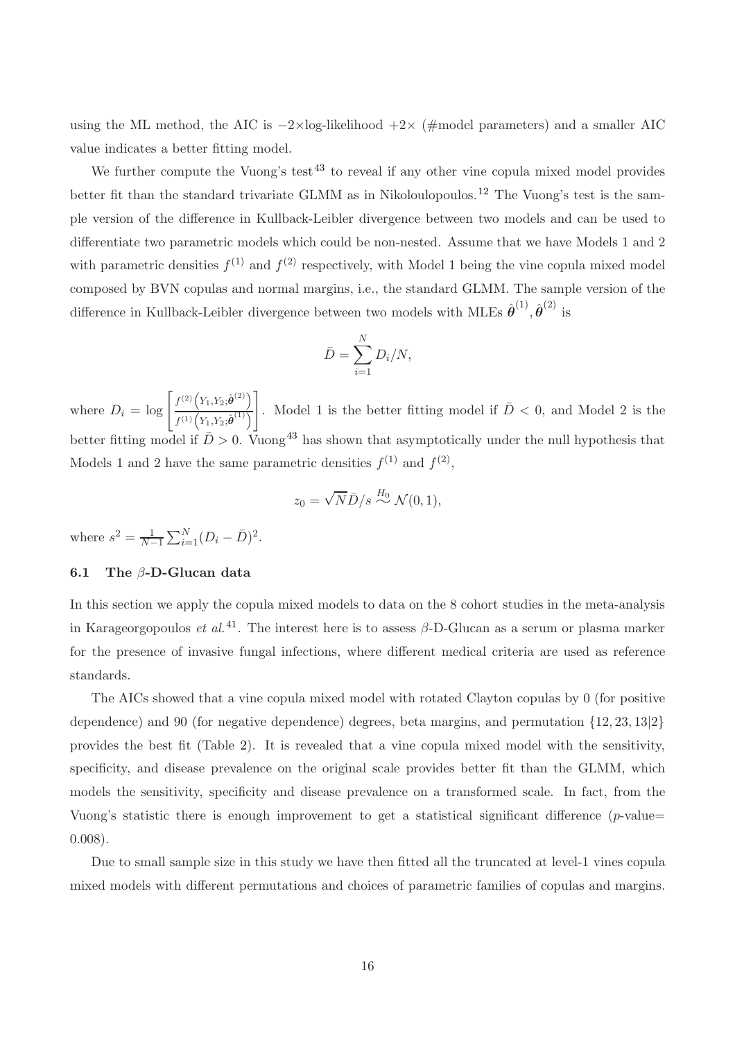using the ML method, the AIC is $-2\times$log-likelihood $+2\times$ (#model parameters) and a smaller AIC value indicates a better fitting model.

We further compute the Vuong's test[43] to reveal if any other vine copula mixed model provides better fit than the standard trivariate GLMM as in Nikoloulopoulos.[12] The Vuong's test is the sample version of the difference in Kullback-Leibler divergence between two models and can be used to differentiate two parametric models which could be non-nested. Assume that we have Models 1 and 2 with parametric densities $f^{(1)}$ and $f^{(2)}$ respectively, with Model 1 being the vine copula mixed model composed by BVN copulas and normal margins, i.e., the standard GLMM. The sample version of the difference in Kullback-Leibler divergence between two models with MLEs $\hat{\boldsymbol{\theta}}^{(1)}, \hat{\boldsymbol{\theta}}^{(2)}$ is

$$\bar{D} = \sum_{i=1}^{N} D_i/N,$$

where $D_i = \log\left[\frac{f^{(2)}\left(Y_1,Y_2;\hat{\boldsymbol{\theta}}^{(2)}\right)}{f^{(1)}\left(Y_1,Y_2;\hat{\boldsymbol{\theta}}^{(1)}\right)}\right]$. Model 1 is the better fitting model if $\bar{D} < 0$, and Model 2 is the better fitting model if $\bar{D} > 0$. Vuong[43] has shown that asymptotically under the null hypothesis that Models 1 and 2 have the same parametric densities $f^{(1)}$ and $f^{(2)}$,

$$z_0 = \sqrt{N}\bar{D}/s \overset{H_0}{\sim} \mathcal{N}(0,1),$$

where $s^2 = \frac{1}{N-1}\sum_{i=1}^{N}(D_i - \bar{D})^2$.

### 6.1 The $\beta$-D-Glucan data

In this section we apply the copula mixed models to data on the 8 cohort studies in the meta-analysis in Karageorgopoulos *et al.*[41]. The interest here is to assess $\beta$-D-Glucan as a serum or plasma marker for the presence of invasive fungal infections, where different medical criteria are used as reference standards.

The AICs showed that a vine copula mixed model with rotated Clayton copulas by 0 (for positive dependence) and 90 (for negative dependence) degrees, beta margins, and permutation $\{12, 23, 13|2\}$ provides the best fit (Table 2). It is revealed that a vine copula mixed model with the sensitivity, specificity, and disease prevalence on the original scale provides better fit than the GLMM, which models the sensitivity, specificity and disease prevalence on a transformed scale. In fact, from the Vuong's statistic there is enough improvement to get a statistical significant difference ($p$-value$=$ 0.008).

Due to small sample size in this study we have then fitted all the truncated at level-1 vines copula mixed models with different permutations and choices of parametric families of copulas and margins.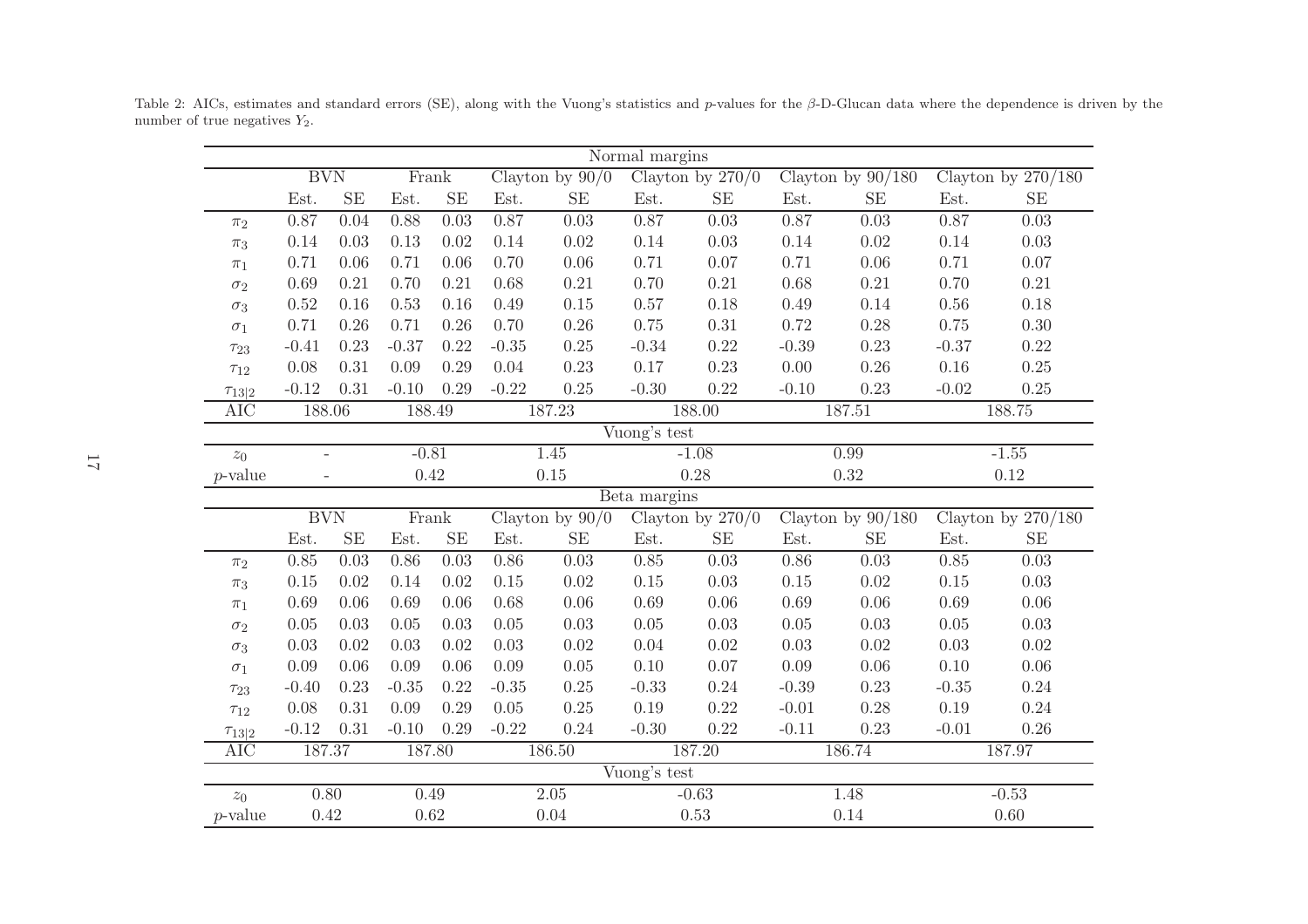Table 2: AICs, estimates and standard errors (SE), along with the Vuong's statistics and $p$-values for the $\beta$-D-Glucan data where the dependence is driven by the number of true negatives $Y_2$.

| Normal margins | | | | | | | | | | | | |
|---|---|---|---|---|---|---|---|---|---|---|---|---|
| | BVN | | Frank | | Clayton by 90/0 | | Clayton by 270/0 | | Clayton by 90/180 | | Clayton by 270/180 | |
| | Est. | SE | Est. | SE | Est. | SE | Est. | SE | Est. | SE | Est. | SE |
| $\pi_2$ | 0.87 | 0.04 | 0.88 | 0.03 | 0.87 | 0.03 | 0.87 | 0.03 | 0.87 | 0.03 | 0.87 | 0.03 |
| $\pi_3$ | 0.14 | 0.03 | 0.13 | 0.02 | 0.14 | 0.02 | 0.14 | 0.03 | 0.14 | 0.02 | 0.14 | 0.03 |
| $\pi_1$ | 0.71 | 0.06 | 0.71 | 0.06 | 0.70 | 0.06 | 0.71 | 0.07 | 0.71 | 0.06 | 0.71 | 0.07 |
| $\sigma_2$ | 0.69 | 0.21 | 0.70 | 0.21 | 0.68 | 0.21 | 0.70 | 0.21 | 0.68 | 0.21 | 0.70 | 0.21 |
| $\sigma_3$ | 0.52 | 0.16 | 0.53 | 0.16 | 0.49 | 0.15 | 0.57 | 0.18 | 0.49 | 0.14 | 0.56 | 0.18 |
| $\sigma_1$ | 0.71 | 0.26 | 0.71 | 0.26 | 0.70 | 0.26 | 0.75 | 0.31 | 0.72 | 0.28 | 0.75 | 0.30 |
| $\tau_{23}$ | -0.41 | 0.23 | -0.37 | 0.22 | -0.35 | 0.25 | -0.34 | 0.22 | -0.39 | 0.23 | -0.37 | 0.22 |
| $\tau_{12}$ | 0.08 | 0.31 | 0.09 | 0.29 | 0.04 | 0.23 | 0.17 | 0.23 | 0.00 | 0.26 | 0.16 | 0.25 |
| $\tau_{13\|2}$ | -0.12 | 0.31 | -0.10 | 0.29 | -0.22 | 0.25 | -0.30 | 0.22 | -0.10 | 0.23 | -0.02 | 0.25 |
| AIC | 188.06 | | 188.49 | | 187.23 | | 188.00 | | 187.51 | | 188.75 | |
| Vuong's test | | | | | | | | | | | | |
| $z_0$ | - | | -0.81 | | 1.45 | | -1.08 | | 0.99 | | -1.55 | |
| $p$-value | - | | 0.42 | | 0.15 | | 0.28 | | 0.32 | | 0.12 | |
| Beta margins | | | | | | | | | | | | |
| | BVN | | Frank | | Clayton by 90/0 | | Clayton by 270/0 | | Clayton by 90/180 | | Clayton by 270/180 | |
| | Est. | SE | Est. | SE | Est. | SE | Est. | SE | Est. | SE | Est. | SE |
| $\pi_2$ | 0.85 | 0.03 | 0.86 | 0.03 | 0.86 | 0.03 | 0.85 | 0.03 | 0.86 | 0.03 | 0.85 | 0.03 |
| $\pi_3$ | 0.15 | 0.02 | 0.14 | 0.02 | 0.15 | 0.02 | 0.15 | 0.03 | 0.15 | 0.02 | 0.15 | 0.03 |
| $\pi_1$ | 0.69 | 0.06 | 0.69 | 0.06 | 0.68 | 0.06 | 0.69 | 0.06 | 0.69 | 0.06 | 0.69 | 0.06 |
| $\sigma_2$ | 0.05 | 0.03 | 0.05 | 0.03 | 0.05 | 0.03 | 0.05 | 0.03 | 0.05 | 0.03 | 0.05 | 0.03 |
| $\sigma_3$ | 0.03 | 0.02 | 0.03 | 0.02 | 0.03 | 0.02 | 0.04 | 0.02 | 0.03 | 0.02 | 0.03 | 0.02 |
| $\sigma_1$ | 0.09 | 0.06 | 0.09 | 0.06 | 0.09 | 0.05 | 0.10 | 0.07 | 0.09 | 0.06 | 0.10 | 0.06 |
| $\tau_{23}$ | -0.40 | 0.23 | -0.35 | 0.22 | -0.35 | 0.25 | -0.33 | 0.24 | -0.39 | 0.23 | -0.35 | 0.24 |
| $\tau_{12}$ | 0.08 | 0.31 | 0.09 | 0.29 | 0.05 | 0.25 | 0.19 | 0.22 | -0.01 | 0.28 | 0.19 | 0.24 |
| $\tau_{13\|2}$ | -0.12 | 0.31 | -0.10 | 0.29 | -0.22 | 0.24 | -0.30 | 0.22 | -0.11 | 0.23 | -0.01 | 0.26 |
| AIC | 187.37 | | 187.80 | | 186.50 | | 187.20 | | 186.74 | | 187.97 | |
| Vuong's test | | | | | | | | | | | | |
| $z_0$ | 0.80 | | 0.49 | | 2.05 | | -0.63 | | 1.48 | | -0.53 | |
| $p$-value | 0.42 | | 0.62 | | 0.04 | | 0.53 | | 0.14 | | 0.60 | |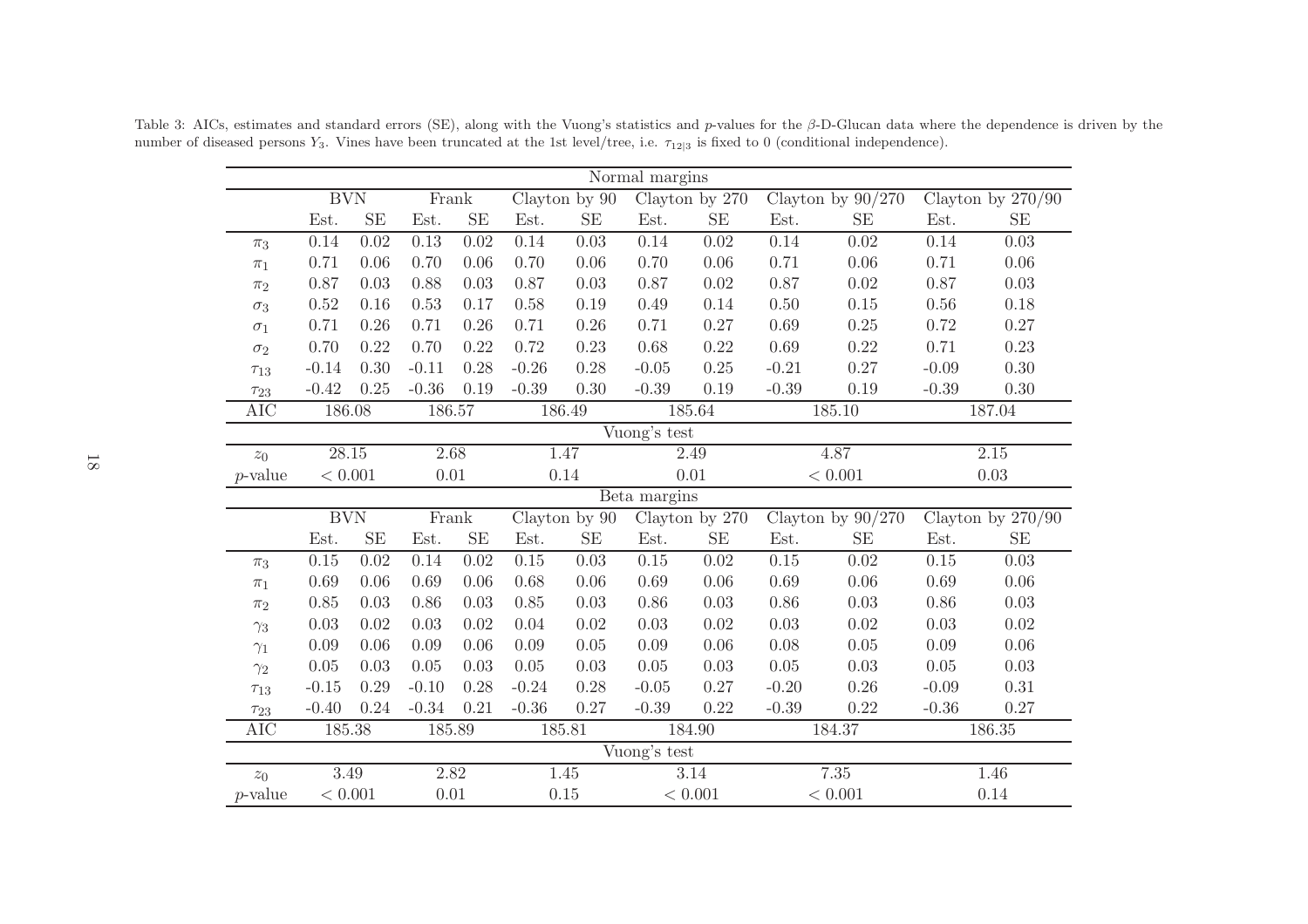Table 3: AICs, estimates and standard errors (SE), along with the Vuong's statistics and $p$-values for the $\beta$-D-Glucan data where the dependence is driven by the number of diseased persons $Y_3$. Vines have been truncated at the 1st level/tree, i.e. $\tau_{12|3}$ is fixed to 0 (conditional independence).

| Normal margins | | | | | | | | | | | | |
|---|---|---|---|---|---|---|---|---|---|---|---|---|
| | BVN | | Frank | | Clayton by 90 | | Clayton by 270 | | Clayton by 90/270 | | Clayton by 270/90 | |
| | Est. | SE | Est. | SE | Est. | SE | Est. | SE | Est. | SE | Est. | SE |
| $\pi_3$ | 0.14 | 0.02 | 0.13 | 0.02 | 0.14 | 0.03 | 0.14 | 0.02 | 0.14 | 0.02 | 0.14 | 0.03 |
| $\pi_1$ | 0.71 | 0.06 | 0.70 | 0.06 | 0.70 | 0.06 | 0.70 | 0.06 | 0.71 | 0.06 | 0.71 | 0.06 |
| $\pi_2$ | 0.87 | 0.03 | 0.88 | 0.03 | 0.87 | 0.03 | 0.87 | 0.02 | 0.87 | 0.02 | 0.87 | 0.03 |
| $\sigma_3$ | 0.52 | 0.16 | 0.53 | 0.17 | 0.58 | 0.19 | 0.49 | 0.14 | 0.50 | 0.15 | 0.56 | 0.18 |
| $\sigma_1$ | 0.71 | 0.26 | 0.71 | 0.26 | 0.71 | 0.26 | 0.71 | 0.27 | 0.69 | 0.25 | 0.72 | 0.27 |
| $\sigma_2$ | 0.70 | 0.22 | 0.70 | 0.22 | 0.72 | 0.23 | 0.68 | 0.22 | 0.69 | 0.22 | 0.71 | 0.23 |
| $\tau_{13}$ | -0.14 | 0.30 | -0.11 | 0.28 | -0.26 | 0.28 | -0.05 | 0.25 | -0.21 | 0.27 | -0.09 | 0.30 |
| $\tau_{23}$ | -0.42 | 0.25 | -0.36 | 0.19 | -0.39 | 0.30 | -0.39 | 0.19 | -0.39 | 0.19 | -0.39 | 0.30 |
| AIC | 186.08 | | 186.57 | | 186.49 | | 185.64 | | 185.10 | | 187.04 | |
| Vuong's test | | | | | | | | | | | | |
| $z_0$ | 28.15 | | 2.68 | | 1.47 | | 2.49 | | 4.87 | | 2.15 | |
| $p$-value | < 0.001 | | 0.01 | | 0.14 | | 0.01 | | < 0.001 | | 0.03 | |
| Beta margins | | | | | | | | | | | | |
| | BVN | | Frank | | Clayton by 90 | | Clayton by 270 | | Clayton by 90/270 | | Clayton by 270/90 | |
| | Est. | SE | Est. | SE | Est. | SE | Est. | SE | Est. | SE | Est. | SE |
| $\pi_3$ | 0.15 | 0.02 | 0.14 | 0.02 | 0.15 | 0.03 | 0.15 | 0.02 | 0.15 | 0.02 | 0.15 | 0.03 |
| $\pi_1$ | 0.69 | 0.06 | 0.69 | 0.06 | 0.68 | 0.06 | 0.69 | 0.06 | 0.69 | 0.06 | 0.69 | 0.06 |
| $\pi_2$ | 0.85 | 0.03 | 0.86 | 0.03 | 0.85 | 0.03 | 0.86 | 0.03 | 0.86 | 0.03 | 0.86 | 0.03 |
| $\gamma_3$ | 0.03 | 0.02 | 0.03 | 0.02 | 0.04 | 0.02 | 0.03 | 0.02 | 0.03 | 0.02 | 0.03 | 0.02 |
| $\gamma_1$ | 0.09 | 0.06 | 0.09 | 0.06 | 0.09 | 0.05 | 0.09 | 0.06 | 0.08 | 0.05 | 0.09 | 0.06 |
| $\gamma_2$ | 0.05 | 0.03 | 0.05 | 0.03 | 0.05 | 0.03 | 0.05 | 0.03 | 0.05 | 0.03 | 0.05 | 0.03 |
| $\tau_{13}$ | -0.15 | 0.29 | -0.10 | 0.28 | -0.24 | 0.28 | -0.05 | 0.27 | -0.20 | 0.26 | -0.09 | 0.31 |
| $\tau_{23}$ | -0.40 | 0.24 | -0.34 | 0.21 | -0.36 | 0.27 | -0.39 | 0.22 | -0.39 | 0.22 | -0.36 | 0.27 |
| AIC | 185.38 | | 185.89 | | 185.81 | | 184.90 | | 184.37 | | 186.35 | |
| Vuong's test | | | | | | | | | | | | |
| $z_0$ | 3.49 | | 2.82 | | 1.45 | | 3.14 | | 7.35 | | 1.46 | |
| $p$-value | < 0.001 | | 0.01 | | 0.15 | | < 0.001 | | < 0.001 | | 0.14 | |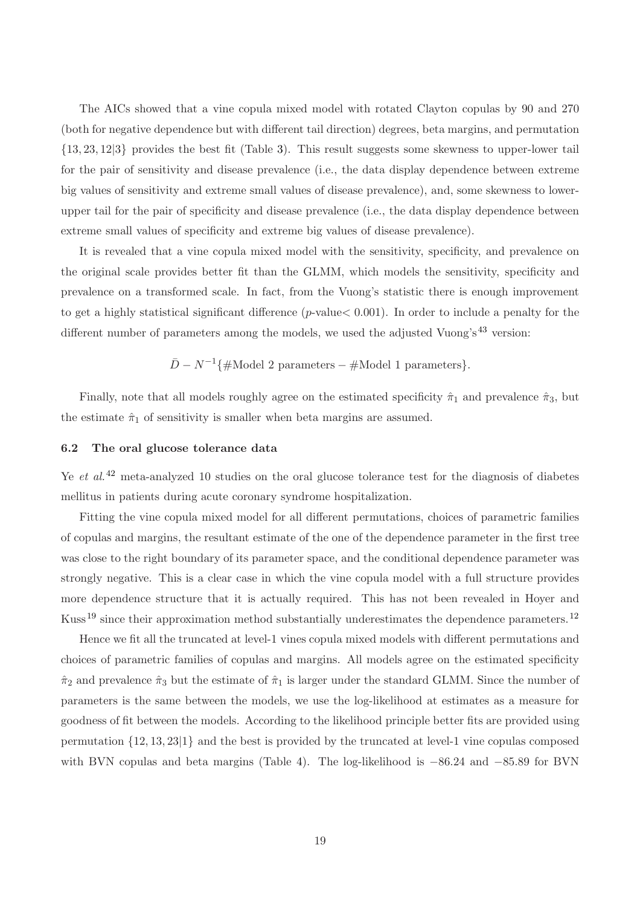The AICs showed that a vine copula mixed model with rotated Clayton copulas by 90 and 270 (both for negative dependence but with different tail direction) degrees, beta margins, and permutation $\{13, 23, 12|3\}$ provides the best fit (Table 3). This result suggests some skewness to upper-lower tail for the pair of sensitivity and disease prevalence (i.e., the data display dependence between extreme big values of sensitivity and extreme small values of disease prevalence), and, some skewness to lower-upper tail for the pair of specificity and disease prevalence (i.e., the data display dependence between extreme small values of specificity and extreme big values of disease prevalence).

It is revealed that a vine copula mixed model with the sensitivity, specificity, and prevalence on the original scale provides better fit than the GLMM, which models the sensitivity, specificity and prevalence on a transformed scale. In fact, from the Vuong's statistic there is enough improvement to get a highly statistical significant difference ($p$-value$< 0.001$). In order to include a penalty for the different number of parameters among the models, we used the adjusted Vuong's[43] version:

$$\bar{D} - N^{-1}\{\#\text{Model 2 parameters} - \#\text{Model 1 parameters}\}.$$

Finally, note that all models roughly agree on the estimated specificity $\hat{\pi}_1$ and prevalence $\hat{\pi}_3$, but the estimate $\hat{\pi}_1$ of sensitivity is smaller when beta margins are assumed.

### 6.2 The oral glucose tolerance data

Ye *et al.*[42] meta-analyzed 10 studies on the oral glucose tolerance test for the diagnosis of diabetes mellitus in patients during acute coronary syndrome hospitalization.

Fitting the vine copula mixed model for all different permutations, choices of parametric families of copulas and margins, the resultant estimate of the one of the dependence parameter in the first tree was close to the right boundary of its parameter space, and the conditional dependence parameter was strongly negative. This is a clear case in which the vine copula model with a full structure provides more dependence structure that it is actually required. This has not been revealed in Hoyer and Kuss[19] since their approximation method substantially underestimates the dependence parameters.[12]

Hence we fit all the truncated at level-1 vines copula mixed models with different permutations and choices of parametric families of copulas and margins. All models agree on the estimated specificity $\hat{\pi}_2$ and prevalence $\hat{\pi}_3$ but the estimate of $\hat{\pi}_1$ is larger under the standard GLMM. Since the number of parameters is the same between the models, we use the log-likelihood at estimates as a measure for goodness of fit between the models. According to the likelihood principle better fits are provided using permutation $\{12, 13, 23|1\}$ and the best is provided by the truncated at level-1 vine copulas composed with BVN copulas and beta margins (Table 4). The log-likelihood is $-86.24$ and $-85.89$ for BVN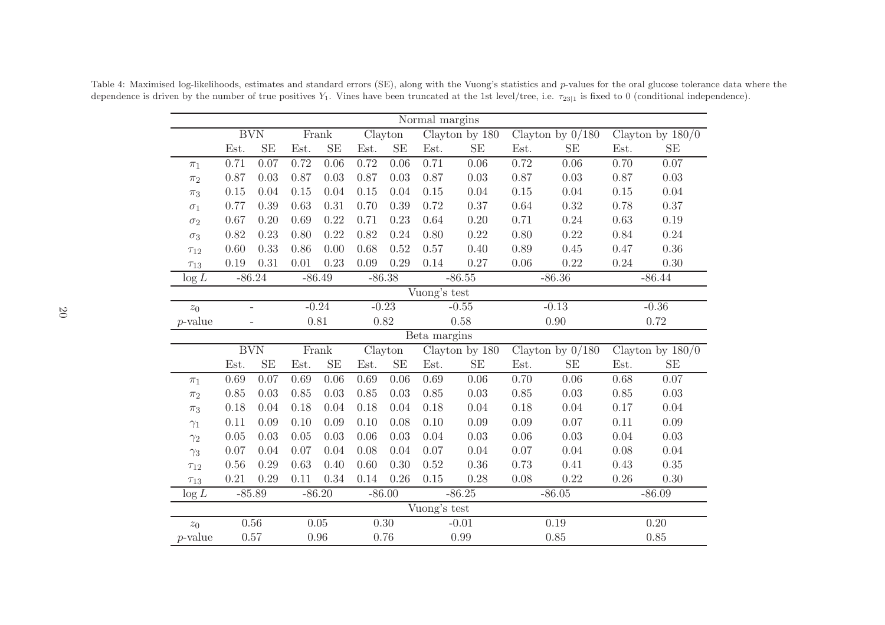Table 4: Maximised log-likelihoods, estimates and standard errors (SE), along with the Vuong's statistics and $p$-values for the oral glucose tolerance data where the dependence is driven by the number of true positives $Y_1$. Vines have been truncated at the 1st level/tree, i.e. $\tau_{23|1}$ is fixed to 0 (conditional independence).

| Normal margins | | | | | | | | | | | | |
|---|---|---|---|---|---|---|---|---|---|---|---|---|
| | BVN | | Frank | | Clayton | | Clayton by 180 | | Clayton by 0/180 | | Clayton by 180/0 | |
| | Est. | SE | Est. | SE | Est. | SE | Est. | SE | Est. | SE | Est. | SE |
| $\pi_1$ | 0.71 | 0.07 | 0.72 | 0.06 | 0.72 | 0.06 | 0.71 | 0.06 | 0.72 | 0.06 | 0.70 | 0.07 |
| $\pi_2$ | 0.87 | 0.03 | 0.87 | 0.03 | 0.87 | 0.03 | 0.87 | 0.03 | 0.87 | 0.03 | 0.87 | 0.03 |
| $\pi_3$ | 0.15 | 0.04 | 0.15 | 0.04 | 0.15 | 0.04 | 0.15 | 0.04 | 0.15 | 0.04 | 0.15 | 0.04 |
| $\sigma_1$ | 0.77 | 0.39 | 0.63 | 0.31 | 0.70 | 0.39 | 0.72 | 0.37 | 0.64 | 0.32 | 0.78 | 0.37 |
| $\sigma_2$ | 0.67 | 0.20 | 0.69 | 0.22 | 0.71 | 0.23 | 0.64 | 0.20 | 0.71 | 0.24 | 0.63 | 0.19 |
| $\sigma_3$ | 0.82 | 0.23 | 0.80 | 0.22 | 0.82 | 0.24 | 0.80 | 0.22 | 0.80 | 0.22 | 0.84 | 0.24 |
| $\tau_{12}$ | 0.60 | 0.33 | 0.86 | 0.00 | 0.68 | 0.52 | 0.57 | 0.40 | 0.89 | 0.45 | 0.47 | 0.36 |
| $\tau_{13}$ | 0.19 | 0.31 | 0.01 | 0.23 | 0.09 | 0.29 | 0.14 | 0.27 | 0.06 | 0.22 | 0.24 | 0.30 |
| $\log L$ | -86.24 | | -86.49 | | -86.38 | | -86.55 | | -86.36 | | -86.44 | |
| Vuong's test | | | | | | | | | | | | |
| $z_0$ | - | | -0.24 | | -0.23 | | -0.55 | | -0.13 | | -0.36 | |
| $p$-value | - | | 0.81 | | 0.82 | | 0.58 | | 0.90 | | 0.72 | |
| Beta margins | | | | | | | | | | | | |
| | BVN | | Frank | | Clayton | | Clayton by 180 | | Clayton by 0/180 | | Clayton by 180/0 | |
| | Est. | SE | Est. | SE | Est. | SE | Est. | SE | Est. | SE | Est. | SE |
| $\pi_1$ | 0.69 | 0.07 | 0.69 | 0.06 | 0.69 | 0.06 | 0.69 | 0.06 | 0.70 | 0.06 | 0.68 | 0.07 |
| $\pi_2$ | 0.85 | 0.03 | 0.85 | 0.03 | 0.85 | 0.03 | 0.85 | 0.03 | 0.85 | 0.03 | 0.85 | 0.03 |
| $\pi_3$ | 0.18 | 0.04 | 0.18 | 0.04 | 0.18 | 0.04 | 0.18 | 0.04 | 0.18 | 0.04 | 0.17 | 0.04 |
| $\gamma_1$ | 0.11 | 0.09 | 0.10 | 0.09 | 0.10 | 0.08 | 0.10 | 0.09 | 0.09 | 0.07 | 0.11 | 0.09 |
| $\gamma_2$ | 0.05 | 0.03 | 0.05 | 0.03 | 0.06 | 0.03 | 0.04 | 0.03 | 0.06 | 0.03 | 0.04 | 0.03 |
| $\gamma_3$ | 0.07 | 0.04 | 0.07 | 0.04 | 0.08 | 0.04 | 0.07 | 0.04 | 0.07 | 0.04 | 0.08 | 0.04 |
| $\tau_{12}$ | 0.56 | 0.29 | 0.63 | 0.40 | 0.60 | 0.30 | 0.52 | 0.36 | 0.73 | 0.41 | 0.43 | 0.35 |
| $\tau_{13}$ | 0.21 | 0.29 | 0.11 | 0.34 | 0.14 | 0.26 | 0.15 | 0.28 | 0.08 | 0.22 | 0.26 | 0.30 |
| $\log L$ | -85.89 | | -86.20 | | -86.00 | | -86.25 | | -86.05 | | -86.09 | |
| Vuong's test | | | | | | | | | | | | |
| $z_0$ | 0.56 | | 0.05 | | 0.30 | | -0.01 | | 0.19 | | 0.20 | |
| $p$-value | 0.57 | | 0.96 | | 0.76 | | 0.99 | | 0.85 | | 0.85 | |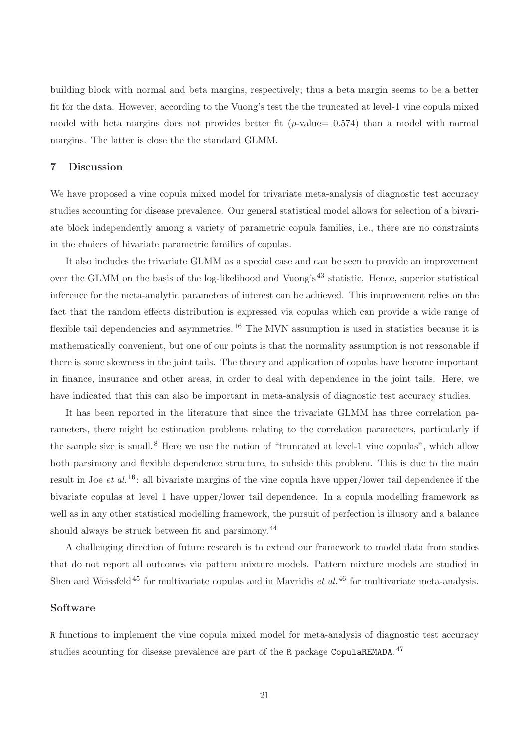building block with normal and beta margins, respectively; thus a beta margin seems to be a better fit for the data. However, according to the Vuong's test the the truncated at level-1 vine copula mixed model with beta margins does not provides better fit ($p$-value= 0.574) than a model with normal margins. The latter is close the the standard GLMM.

## 7 Discussion

We have proposed a vine copula mixed model for trivariate meta-analysis of diagnostic test accuracy studies accounting for disease prevalence. Our general statistical model allows for selection of a bivariate block independently among a variety of parametric copula families, i.e., there are no constraints in the choices of bivariate parametric families of copulas.

It also includes the trivariate GLMM as a special case and can be seen to provide an improvement over the GLMM on the basis of the log-likelihood and Vuong's[43] statistic. Hence, superior statistical inference for the meta-analytic parameters of interest can be achieved. This improvement relies on the fact that the random effects distribution is expressed via copulas which can provide a wide range of flexible tail dependencies and asymmetries.[16] The MVN assumption is used in statistics because it is mathematically convenient, but one of our points is that the normality assumption is not reasonable if there is some skewness in the joint tails. The theory and application of copulas have become important in finance, insurance and other areas, in order to deal with dependence in the joint tails. Here, we have indicated that this can also be important in meta-analysis of diagnostic test accuracy studies.

It has been reported in the literature that since the trivariate GLMM has three correlation parameters, there might be estimation problems relating to the correlation parameters, particularly if the sample size is small.[8] Here we use the notion of "truncated at level-1 vine copulas", which allow both parsimony and flexible dependence structure, to subside this problem. This is due to the main result in Joe *et al.*[16]: all bivariate margins of the vine copula have upper/lower tail dependence if the bivariate copulas at level 1 have upper/lower tail dependence. In a copula modelling framework as well as in any other statistical modelling framework, the pursuit of perfection is illusory and a balance should always be struck between fit and parsimony.[44]

A challenging direction of future research is to extend our framework to model data from studies that do not report all outcomes via pattern mixture models. Pattern mixture models are studied in Shen and Weissfeld[45] for multivariate copulas and in Mavridis *et al.*[46] for multivariate meta-analysis.

## Software

`R` functions to implement the vine copula mixed model for meta-analysis of diagnostic test accuracy studies acounting for disease prevalence are part of the `R` package `CopulaREMADA`.[47]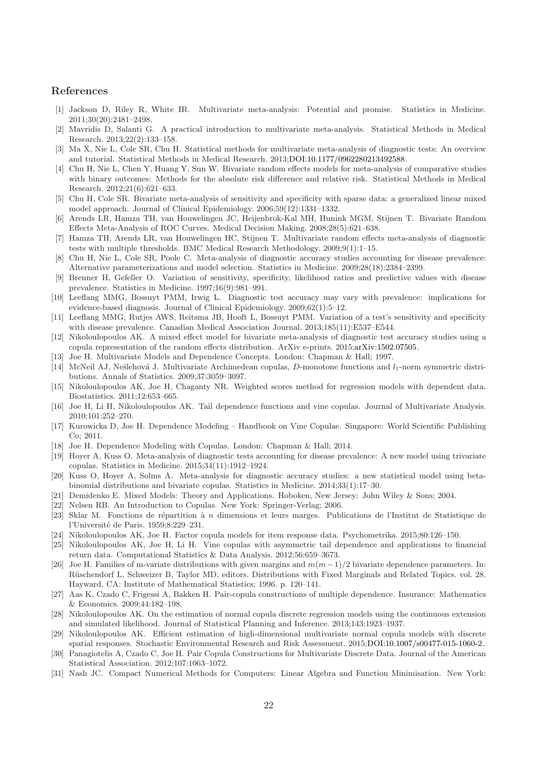## References

[1] Jackson D, Riley R, White IR. Multivariate meta-analysis: Potential and promise. Statistics in Medicine. 2011;30(20):2481–2498.

[2] Mavridis D, Salanti G. A practical introduction to multivariate meta-analysis. Statistical Methods in Medical Research. 2013;22(2):133–158.

[3] Ma X, Nie L, Cole SR, Chu H. Statistical methods for multivariate meta-analysis of diagnostic tests: An overview and tutorial. Statistical Methods in Medical Research. 2013;DOI:10.1177/0962280213492588.

[4] Chu H, Nie L, Chen Y, Huang Y, Sun W. Bivariate random effects models for meta-analysis of comparative studies with binary outcomes: Methods for the absolute risk difference and relative risk. Statistical Methods in Medical Research. 2012;21(6):621–633.

[5] Chu H, Cole SR. Bivariate meta-analysis of sensitivity and specificity with sparse data: a generalized linear mixed model approach. Journal of Clinical Epidemiology. 2006;59(12):1331–1332.

[6] Arends LR, Hamza TH, van Houwelingen JC, Heijenbrok-Kal MH, Hunink MGM, Stijnen T. Bivariate Random Effects Meta-Analysis of ROC Curves. Medical Decision Making. 2008;28(5):621–638.

[7] Hamza TH, Arends LR, van Houwelingen HC, Stijnen T. Multivariate random effects meta-analysis of diagnostic tests with multiple thresholds. BMC Medical Research Methodology. 2009;9(1):1–15.

[8] Chu H, Nie L, Cole SR, Poole C. Meta-analysis of diagnostic accuracy studies accounting for disease prevalence: Alternative parameterizations and model selection. Statistics in Medicine. 2009;28(18):2384–2399.

[9] Brenner H, Gefeller O. Variation of sensitivity, specificity, likelihood ratios and predictive values with disease prevalence. Statistics in Medicine. 1997;16(9):981–991.

[10] Leeflang MMG, Bossuyt PMM, Irwig L. Diagnostic test accuracy may vary with prevalence: implications for evidence-based diagnosis. Journal of Clinical Epidemiology. 2009;62(1):5–12.

[11] Leeflang MMG, Rutjes AWS, Reitsma JB, Hooft L, Bossuyt PMM. Variation of a test's sensitivity and specificity with disease prevalence. Canadian Medical Association Journal. 2013;185(11):E537–E544.

[12] Nikoloulopoulos AK. A mixed effect model for bivariate meta-analysis of diagnostic test accuracy studies using a copula representation of the random effects distribution. ArXiv e-prints. 2015;arXiv:1502.07505.

[13] Joe H. Multivariate Models and Dependence Concepts. London: Chapman & Hall; 1997.

[14] McNeil AJ, Nešlehová J. Multivariate Archimedean copulas, $D$-monotone functions and $l_1$-norm symmetric distributions. Annals of Statistics. 2009;37:3059–3097.

[15] Nikoloulopoulos AK, Joe H, Chaganty NR. Weighted scores method for regression models with dependent data. Biostatistics. 2011;12:653–665.

[16] Joe H, Li H, Nikoloulopoulos AK. Tail dependence functions and vine copulas. Journal of Multivariate Analysis. 2010;101:252–270.

[17] Kurowicka D, Joe H. Dependence Modeling – Handbook on Vine Copulae. Singapore: World Scientific Publishing Co; 2011.

[18] Joe H. Dependence Modeling with Copulas. London: Chapman & Hall; 2014.

[19] Hoyer A, Kuss O. Meta-analysis of diagnostic tests accounting for disease prevalence: A new model using trivariate copulas. Statistics in Medicine. 2015;34(11):1912–1924.

[20] Kuss O, Hoyer A, Solms A. Meta-analysis for diagnostic accuracy studies: a new statistical model using beta-binomial distributions and bivariate copulas. Statistics in Medicine. 2014;33(1):17–30.

[21] Demidenko E. Mixed Models: Theory and Applications. Hoboken, New Jersey: John Wiley & Sons; 2004.

[22] Nelsen RB. An Introduction to Copulas. New York: Springer-Verlag; 2006.

[23] Sklar M. Fonctions de répartition à $n$ dimensions et leurs marges. Publications de l'Institut de Statistique de l'Université de Paris. 1959;8:229–231.

[24] Nikoloulopoulos AK, Joe H. Factor copula models for item response data. Psychometrika. 2015;80:126–150.

[25] Nikoloulopoulos AK, Joe H, Li H. Vine copulas with asymmetric tail dependence and applications to financial return data. Computational Statistics & Data Analysis. 2012;56:659–3673.

[26] Joe H. Families of m-variate distributions with given margins and $m(m-1)/2$ bivariate dependence parameters. In: Rüschendorf L, Schweizer B, Taylor MD, editors. Distributions with Fixed Marginals and Related Topics. vol. 28. Hayward, CA: Institute of Mathematical Statistics; 1996. p. 120–141.

[27] Aas K, Czado C, Frigessi A, Bakken H. Pair-copula constructions of multiple dependence. Insurance: Mathematics & Economics. 2009;44:182–198.

[28] Nikoloulopoulos AK. On the estimation of normal copula discrete regression models using the continuous extension and simulated likelihood. Journal of Statistical Planning and Inference. 2013;143:1923–1937.

[29] Nikoloulopoulos AK. Efficient estimation of high-dimensional multivariate normal copula models with discrete spatial responses. Stochastic Environmental Research and Risk Assessment. 2015;DOI:10.1007/s00477-015-1060-2.

[30] Panagiotelis A, Czado C, Joe H. Pair Copula Constructions for Multivariate Discrete Data. Journal of the American Statistical Association. 2012;107:1063–1072.

[31] Nash JC. Compact Numerical Methods for Computers: Linear Algebra and Function Minimisation. New York: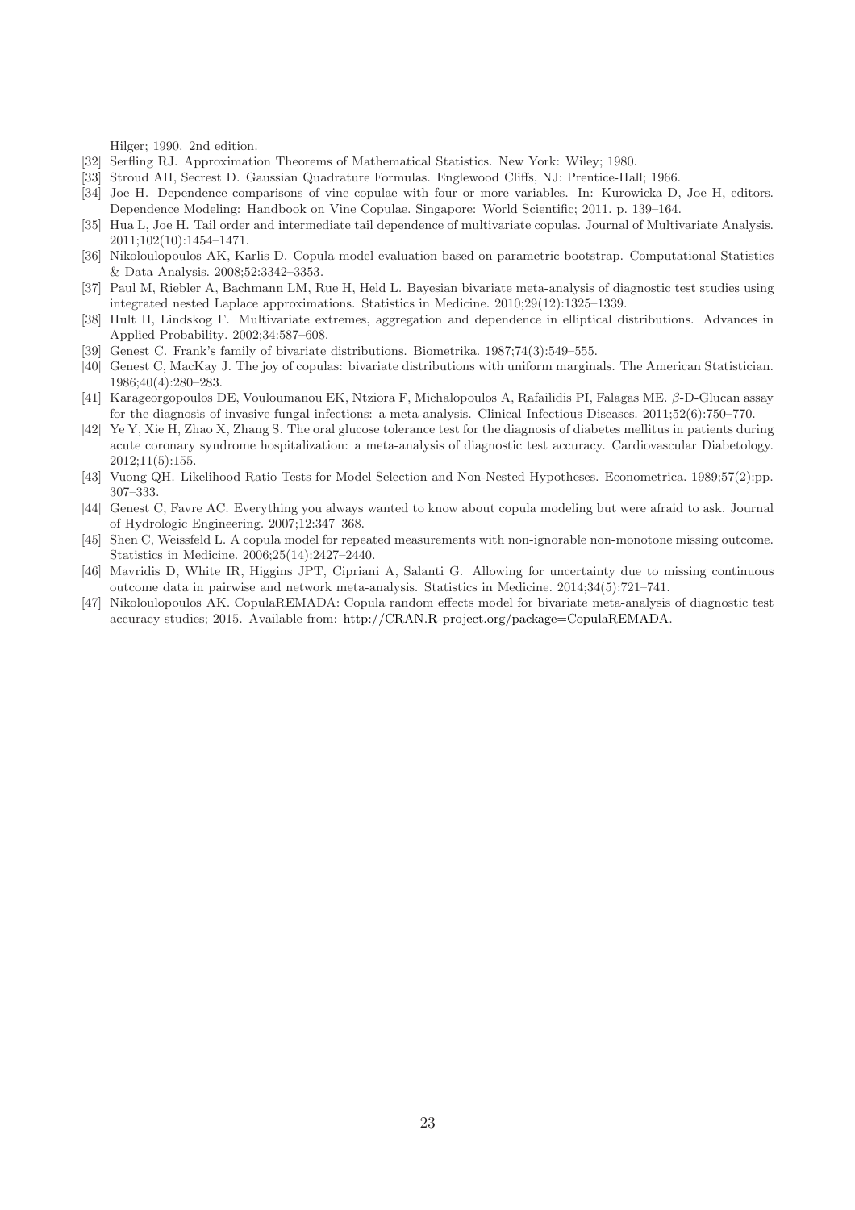Hilger; 1990. 2nd edition.

[32] Serfling RJ. Approximation Theorems of Mathematical Statistics. New York: Wiley; 1980.

[33] Stroud AH, Secrest D. Gaussian Quadrature Formulas. Englewood Cliffs, NJ: Prentice-Hall; 1966.

[34] Joe H. Dependence comparisons of vine copulae with four or more variables. In: Kurowicka D, Joe H, editors. Dependence Modeling: Handbook on Vine Copulae. Singapore: World Scientific; 2011. p. 139–164.

[35] Hua L, Joe H. Tail order and intermediate tail dependence of multivariate copulas. Journal of Multivariate Analysis. 2011;102(10):1454–1471.

[36] Nikoloulopoulos AK, Karlis D. Copula model evaluation based on parametric bootstrap. Computational Statistics & Data Analysis. 2008;52:3342–3353.

[37] Paul M, Riebler A, Bachmann LM, Rue H, Held L. Bayesian bivariate meta-analysis of diagnostic test studies using integrated nested Laplace approximations. Statistics in Medicine. 2010;29(12):1325–1339.

[38] Hult H, Lindskog F. Multivariate extremes, aggregation and dependence in elliptical distributions. Advances in Applied Probability. 2002;34:587–608.

[39] Genest C. Frank's family of bivariate distributions. Biometrika. 1987;74(3):549–555.

[40] Genest C, MacKay J. The joy of copulas: bivariate distributions with uniform marginals. The American Statistician. 1986;40(4):280–283.

[41] Karageorgopoulos DE, Vouloumanou EK, Ntziora F, Michalopoulos A, Rafailidis PI, Falagas ME. $\beta$-D-Glucan assay for the diagnosis of invasive fungal infections: a meta-analysis. Clinical Infectious Diseases. 2011;52(6):750–770.

[42] Ye Y, Xie H, Zhao X, Zhang S. The oral glucose tolerance test for the diagnosis of diabetes mellitus in patients during acute coronary syndrome hospitalization: a meta-analysis of diagnostic test accuracy. Cardiovascular Diabetology. 2012;11(5):155.

[43] Vuong QH. Likelihood Ratio Tests for Model Selection and Non-Nested Hypotheses. Econometrica. 1989;57(2):pp. 307–333.

[44] Genest C, Favre AC. Everything you always wanted to know about copula modeling but were afraid to ask. Journal of Hydrologic Engineering. 2007;12:347–368.

[45] Shen C, Weissfeld L. A copula model for repeated measurements with non-ignorable non-monotone missing outcome. Statistics in Medicine. 2006;25(14):2427–2440.

[46] Mavridis D, White IR, Higgins JPT, Cipriani A, Salanti G. Allowing for uncertainty due to missing continuous outcome data in pairwise and network meta-analysis. Statistics in Medicine. 2014;34(5):721–741.

[47] Nikoloulopoulos AK. CopulaREMADA: Copula random effects model for bivariate meta-analysis of diagnostic test accuracy studies; 2015. Available from: http://CRAN.R-project.org/package=CopulaREMADA.